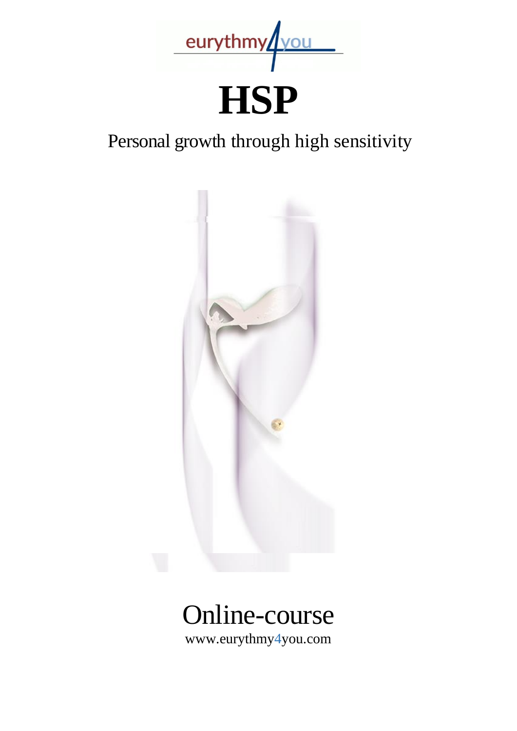eurythmy4you

# HSP

Personal growth through high sensitivity

Online-course

www.eurythmy4you.com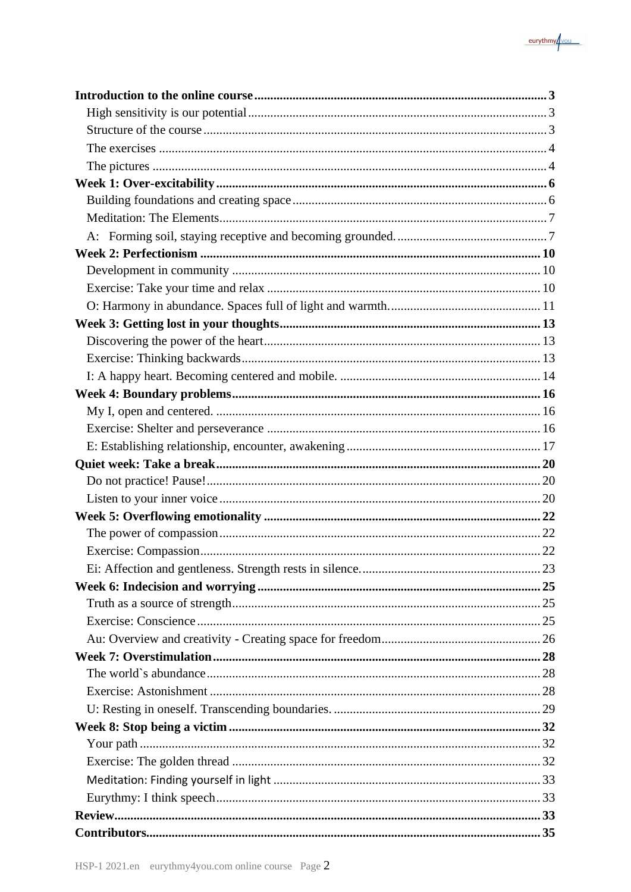**Introduction to the online course** 3

- High sensitivity is our potential 3
- Structure of the course 3
- The exercises 4
- The pictures 4

**Week 1: Over-excitability** 6

- Building foundations and creating space 6
- Meditation: The Elements 7
- A: Forming soil, staying receptive and becoming grounded. 7

**Week 2: Perfectionism** 10

- Development in community 10
- Exercise: Take your time and relax 10
- O: Harmony in abundance. Spaces full of light and warmth. 11

**Week 3: Getting lost in your thoughts** 13

- Discovering the power of the heart 13
- Exercise: Thinking backwards 13
- I: A happy heart. Becoming centered and mobile. 14

**Week 4: Boundary problems** 16

- My I, open and centered. 16
- Exercise: Shelter and perseverance 16
- E: Establishing relationship, encounter, awakening 17

**Quiet week: Take a break** 20

- Do not practice! Pause! 20
- Listen to your inner voice 20

**Week 5: Overflowing emotionality** 22

- The power of compassion 22
- Exercise: Compassion 22
- Ei: Affection and gentleness. Strength rests in silence. 23

**Week 6: Indecision and worrying** 25

- Truth as a source of strength 25
- Exercise: Conscience 25
- Au: Overview and creativity - Creating space for freedom 26

**Week 7: Overstimulation** 28

- The world`s abundance 28
- Exercise: Astonishment 28
- U: Resting in oneself. Transcending boundaries. 29

**Week 8: Stop being a victim** 32

- Your path 32
- Exercise: The golden thread 32
- Meditation: Finding yourself in light 33
- Eurythmy: I think speech 33

**Review** 33

**Contributors** 35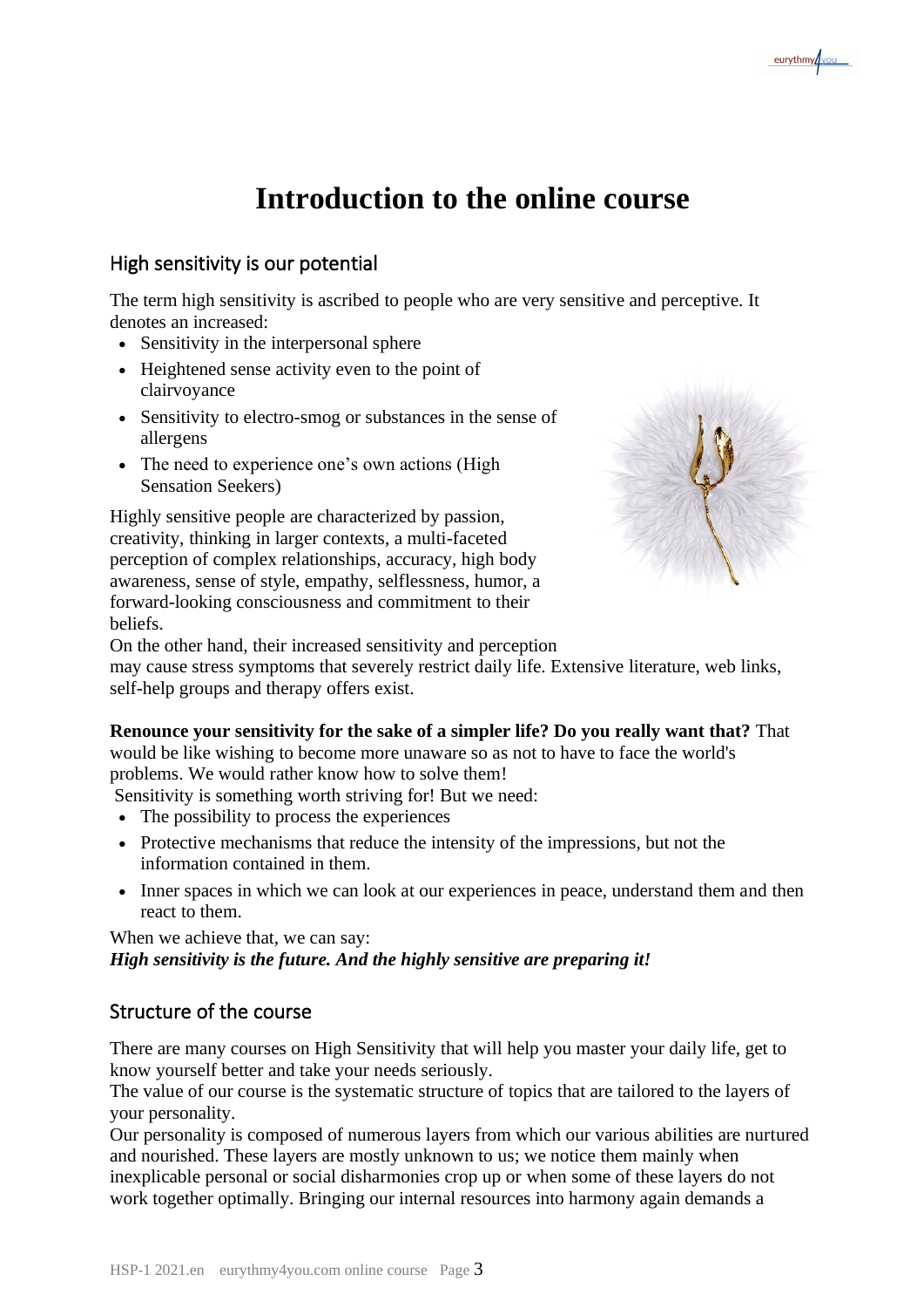# Introduction to the online course

## High sensitivity is our potential

The term high sensitivity is ascribed to people who are very sensitive and perceptive. It denotes an increased:

- Sensitivity in the interpersonal sphere
- Heightened sense activity even to the point of clairvoyance
- Sensitivity to electro-smog or substances in the sense of allergens
- The need to experience one's own actions (High Sensation Seekers)

Highly sensitive people are characterized by passion, creativity, thinking in larger contexts, a multi-faceted perception of complex relationships, accuracy, high body awareness, sense of style, empathy, selflessness, humor, a forward-looking consciousness and commitment to their beliefs.

On the other hand, their increased sensitivity and perception may cause stress symptoms that severely restrict daily life. Extensive literature, web links, self-help groups and therapy offers exist.

**Renounce your sensitivity for the sake of a simpler life? Do you really want that?** That would be like wishing to become more unaware so as not to have to face the world's problems. We would rather know how to solve them!

Sensitivity is something worth striving for! But we need:

- The possibility to process the experiences
- Protective mechanisms that reduce the intensity of the impressions, but not the information contained in them.
- Inner spaces in which we can look at our experiences in peace, understand them and then react to them.

When we achieve that, we can say:
***High sensitivity is the future. And the highly sensitive are preparing it!***

## Structure of the course

There are many courses on High Sensitivity that will help you master your daily life, get to know yourself better and take your needs seriously.

The value of our course is the systematic structure of topics that are tailored to the layers of your personality.

Our personality is composed of numerous layers from which our various abilities are nurtured and nourished. These layers are mostly unknown to us; we notice them mainly when inexplicable personal or social disharmonies crop up or when some of these layers do not work together optimally. Bringing our internal resources into harmony again demands a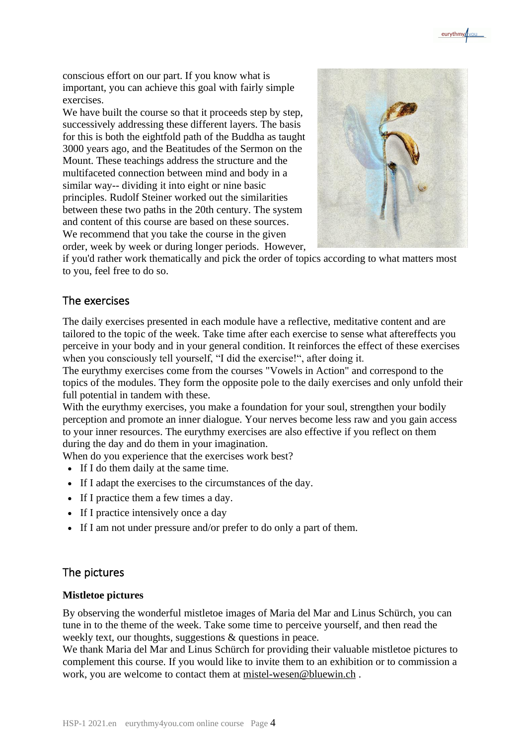conscious effort on our part. If you know what is important, you can achieve this goal with fairly simple exercises.

We have built the course so that it proceeds step by step, successively addressing these different layers. The basis for this is both the eightfold path of the Buddha as taught 3000 years ago, and the Beatitudes of the Sermon on the Mount. These teachings address the structure and the multifaceted connection between mind and body in a similar way-- dividing it into eight or nine basic principles. Rudolf Steiner worked out the similarities between these two paths in the 20th century. The system and content of this course are based on these sources.

We recommend that you take the course in the given order, week by week or during longer periods. However, if you'd rather work thematically and pick the order of topics according to what matters most to you, feel free to do so.

## The exercises

The daily exercises presented in each module have a reflective, meditative content and are tailored to the topic of the week. Take time after each exercise to sense what aftereffects you perceive in your body and in your general condition. It reinforces the effect of these exercises when you consciously tell yourself, "I did the exercise!", after doing it.

The eurythmy exercises come from the courses "Vowels in Action" and correspond to the topics of the modules. They form the opposite pole to the daily exercises and only unfold their full potential in tandem with these.

With the eurythmy exercises, you make a foundation for your soul, strengthen your bodily perception and promote an inner dialogue. Your nerves become less raw and you gain access to your inner resources. The eurythmy exercises are also effective if you reflect on them during the day and do them in your imagination.

When do you experience that the exercises work best?

- If I do them daily at the same time.
- If I adapt the exercises to the circumstances of the day.
- If I practice them a few times a day.
- If I practice intensively once a day
- If I am not under pressure and/or prefer to do only a part of them.

## The pictures

**Mistletoe pictures**

By observing the wonderful mistletoe images of Maria del Mar and Linus Schürch, you can tune in to the theme of the week. Take some time to perceive yourself, and then read the weekly text, our thoughts, suggestions & questions in peace.

We thank Maria del Mar and Linus Schürch for providing their valuable mistletoe pictures to complement this course. If you would like to invite them to an exhibition or to commission a work, you are welcome to contact them at mistel-wesen@bluewin.ch .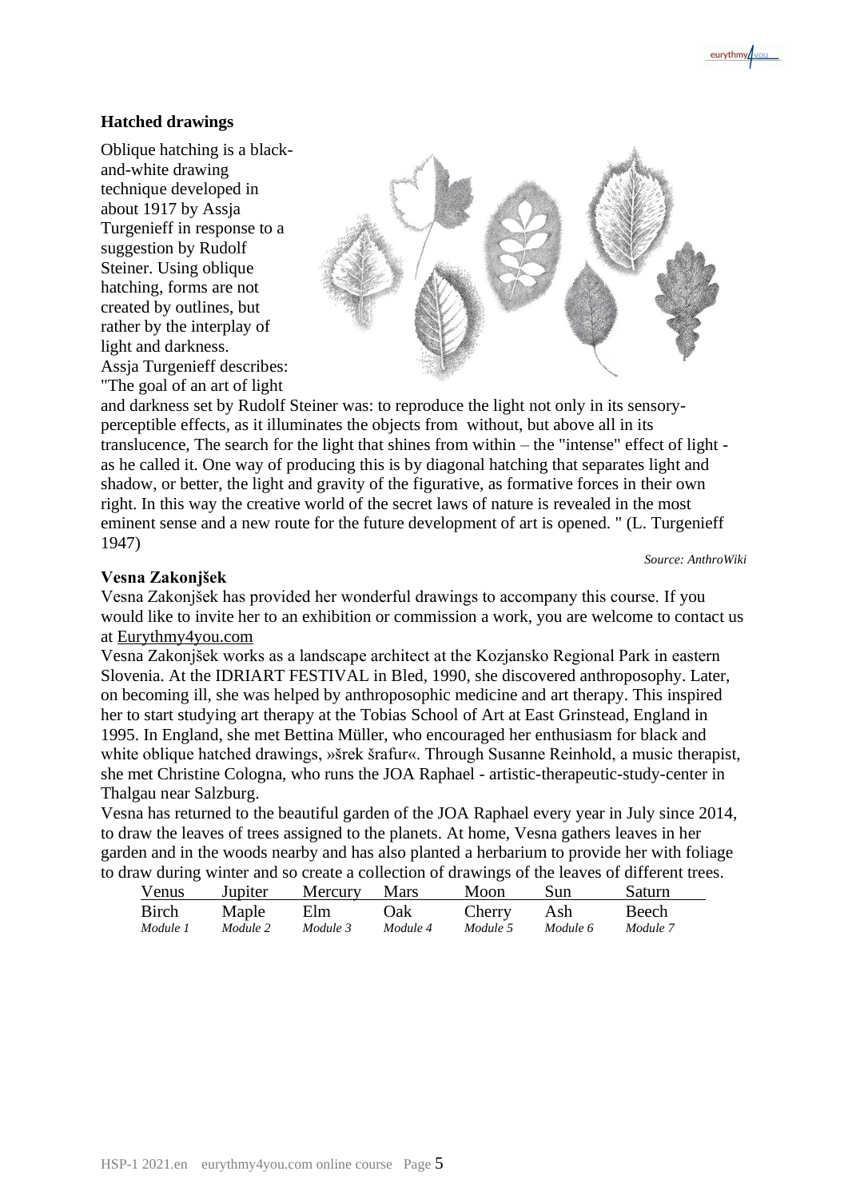### Hatched drawings

Oblique hatching is a black-and-white drawing technique developed in about 1917 by Assja Turgenieff in response to a suggestion by Rudolf Steiner. Using oblique hatching, forms are not created by outlines, but rather by the interplay of light and darkness. Assja Turgenieff describes: "The goal of an art of light and darkness set by Rudolf Steiner was: to reproduce the light not only in its sensory-perceptible effects, as it illuminates the objects from without, but above all in its translucence, The search for the light that shines from within – the "intense" effect of light - as he called it. One way of producing this is by diagonal hatching that separates light and shadow, or better, the light and gravity of the figurative, as formative forces in their own right. In this way the creative world of the secret laws of nature is revealed in the most eminent sense and a new route for the future development of art is opened. " (L. Turgenieff 1947)

*Source: AnthroWiki*

### Vesna Zakonjšek

Vesna Zakonjšek has provided her wonderful drawings to accompany this course. If you would like to invite her to an exhibition or commission a work, you are welcome to contact us at Eurythmy4you.com

Vesna Zakonjšek works as a landscape architect at the Kozjansko Regional Park in eastern Slovenia. At the IDRIART FESTIVAL in Bled, 1990, she discovered anthroposophy. Later, on becoming ill, she was helped by anthroposophic medicine and art therapy. This inspired her to start studying art therapy at the Tobias School of Art at East Grinstead, England in 1995. In England, she met Bettina Müller, who encouraged her enthusiasm for black and white oblique hatched drawings, »šrek šrafur«. Through Susanne Reinhold, a music therapist, she met Christine Cologna, who runs the JOA Raphael - artistic-therapeutic-study-center in Thalgau near Salzburg.

Vesna has returned to the beautiful garden of the JOA Raphael every year in July since 2014, to draw the leaves of trees assigned to the planets. At home, Vesna gathers leaves in her garden and in the woods nearby and has also planted a herbarium to provide her with foliage to draw during winter and so create a collection of drawings of the leaves of different trees.

| Venus | Jupiter | Mercury | Mars | Moon | Sun | Saturn |
|---|---|---|---|---|---|---|
| Birch | Maple | Elm | Oak | Cherry | Ash | Beech |
| *Module 1* | *Module 2* | *Module 3* | *Module 4* | *Module 5* | *Module 6* | *Module 7* |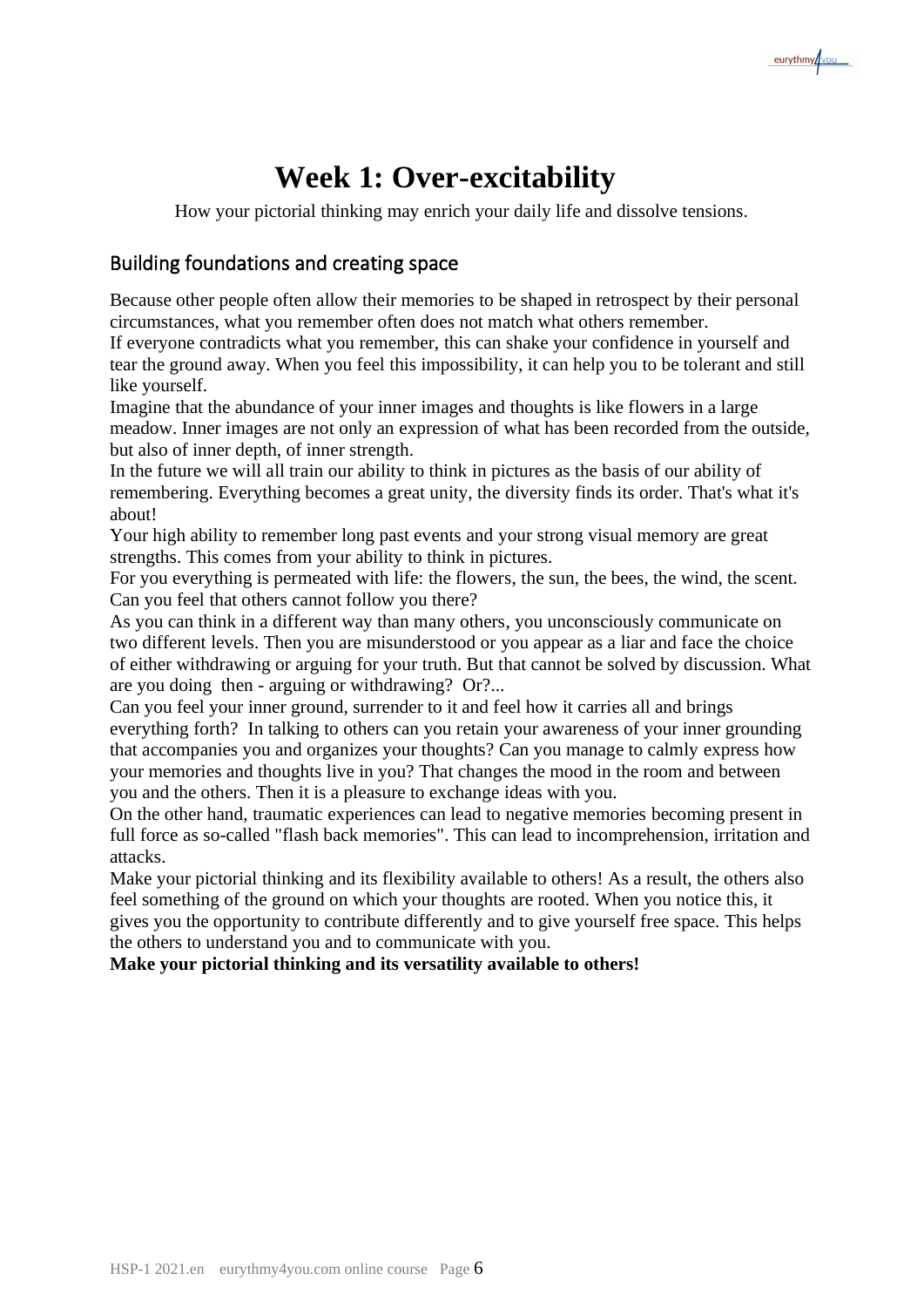# Week 1: Over-excitability

How your pictorial thinking may enrich your daily life and dissolve tensions.

## Building foundations and creating space

Because other people often allow their memories to be shaped in retrospect by their personal circumstances, what you remember often does not match what others remember.
If everyone contradicts what you remember, this can shake your confidence in yourself and tear the ground away. When you feel this impossibility, it can help you to be tolerant and still like yourself.
Imagine that the abundance of your inner images and thoughts is like flowers in a large meadow. Inner images are not only an expression of what has been recorded from the outside, but also of inner depth, of inner strength.
In the future we will all train our ability to think in pictures as the basis of our ability of remembering. Everything becomes a great unity, the diversity finds its order. That's what it's about!
Your high ability to remember long past events and your strong visual memory are great strengths. This comes from your ability to think in pictures.
For you everything is permeated with life: the flowers, the sun, the bees, the wind, the scent. Can you feel that others cannot follow you there?
As you can think in a different way than many others, you unconsciously communicate on two different levels. Then you are misunderstood or you appear as a liar and face the choice of either withdrawing or arguing for your truth. But that cannot be solved by discussion. What are you doing then - arguing or withdrawing? Or?...
Can you feel your inner ground, surrender to it and feel how it carries all and brings everything forth? In talking to others can you retain your awareness of your inner grounding that accompanies you and organizes your thoughts? Can you manage to calmly express how your memories and thoughts live in you? That changes the mood in the room and between you and the others. Then it is a pleasure to exchange ideas with you.
On the other hand, traumatic experiences can lead to negative memories becoming present in full force as so-called "flash back memories". This can lead to incomprehension, irritation and attacks.
Make your pictorial thinking and its flexibility available to others! As a result, the others also feel something of the ground on which your thoughts are rooted. When you notice this, it gives you the opportunity to contribute differently and to give yourself free space. This helps the others to understand you and to communicate with you.
**Make your pictorial thinking and its versatility available to others!**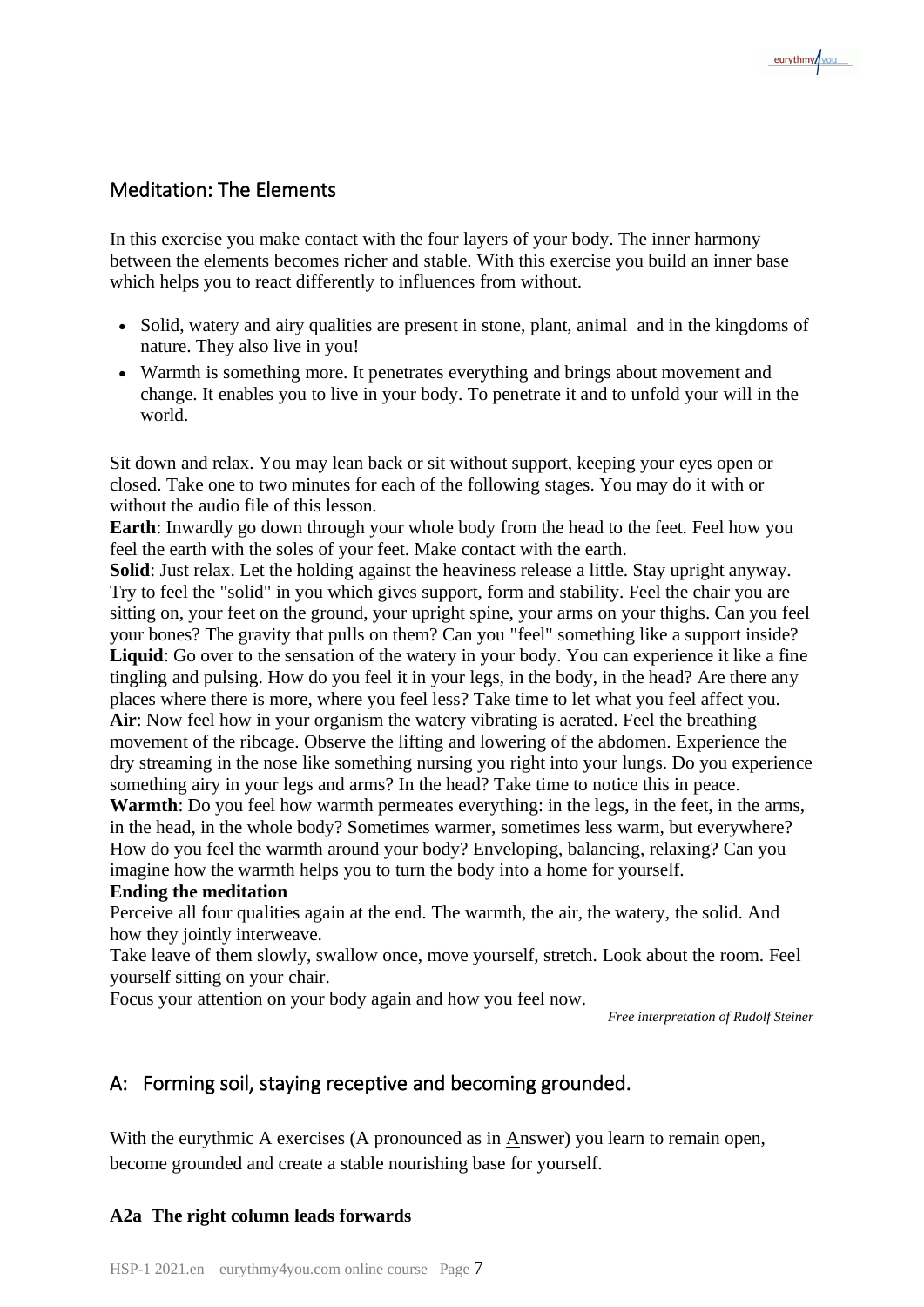## Meditation: The Elements

In this exercise you make contact with the four layers of your body. The inner harmony between the elements becomes richer and stable. With this exercise you build an inner base which helps you to react differently to influences from without.

- Solid, watery and airy qualities are present in stone, plant, animal and in the kingdoms of nature. They also live in you!
- Warmth is something more. It penetrates everything and brings about movement and change. It enables you to live in your body. To penetrate it and to unfold your will in the world.

Sit down and relax. You may lean back or sit without support, keeping your eyes open or closed. Take one to two minutes for each of the following stages. You may do it with or without the audio file of this lesson.

**Earth**: Inwardly go down through your whole body from the head to the feet. Feel how you feel the earth with the soles of your feet. Make contact with the earth.

**Solid**: Just relax. Let the holding against the heaviness release a little. Stay upright anyway. Try to feel the "solid" in you which gives support, form and stability. Feel the chair you are sitting on, your feet on the ground, your upright spine, your arms on your thighs. Can you feel your bones? The gravity that pulls on them? Can you "feel" something like a support inside?

**Liquid**: Go over to the sensation of the watery in your body. You can experience it like a fine tingling and pulsing. How do you feel it in your legs, in the body, in the head? Are there any places where there is more, where you feel less? Take time to let what you feel affect you.

**Air**: Now feel how in your organism the watery vibrating is aerated. Feel the breathing movement of the ribcage. Observe the lifting and lowering of the abdomen. Experience the dry streaming in the nose like something nursing you right into your lungs. Do you experience something airy in your legs and arms? In the head? Take time to notice this in peace.

**Warmth**: Do you feel how warmth permeates everything: in the legs, in the feet, in the arms, in the head, in the whole body? Sometimes warmer, sometimes less warm, but everywhere? How do you feel the warmth around your body? Enveloping, balancing, relaxing? Can you imagine how the warmth helps you to turn the body into a home for yourself.

**Ending the meditation**

Perceive all four qualities again at the end. The warmth, the air, the watery, the solid. And how they jointly interweave.

Take leave of them slowly, swallow once, move yourself, stretch. Look about the room. Feel yourself sitting on your chair.

Focus your attention on your body again and how you feel now.

*Free interpretation of Rudolf Steiner*

## A: Forming soil, staying receptive and becoming grounded.

With the eurythmic A exercises (A pronounced as in Answer) you learn to remain open, become grounded and create a stable nourishing base for yourself.

**A2a The right column leads forwards**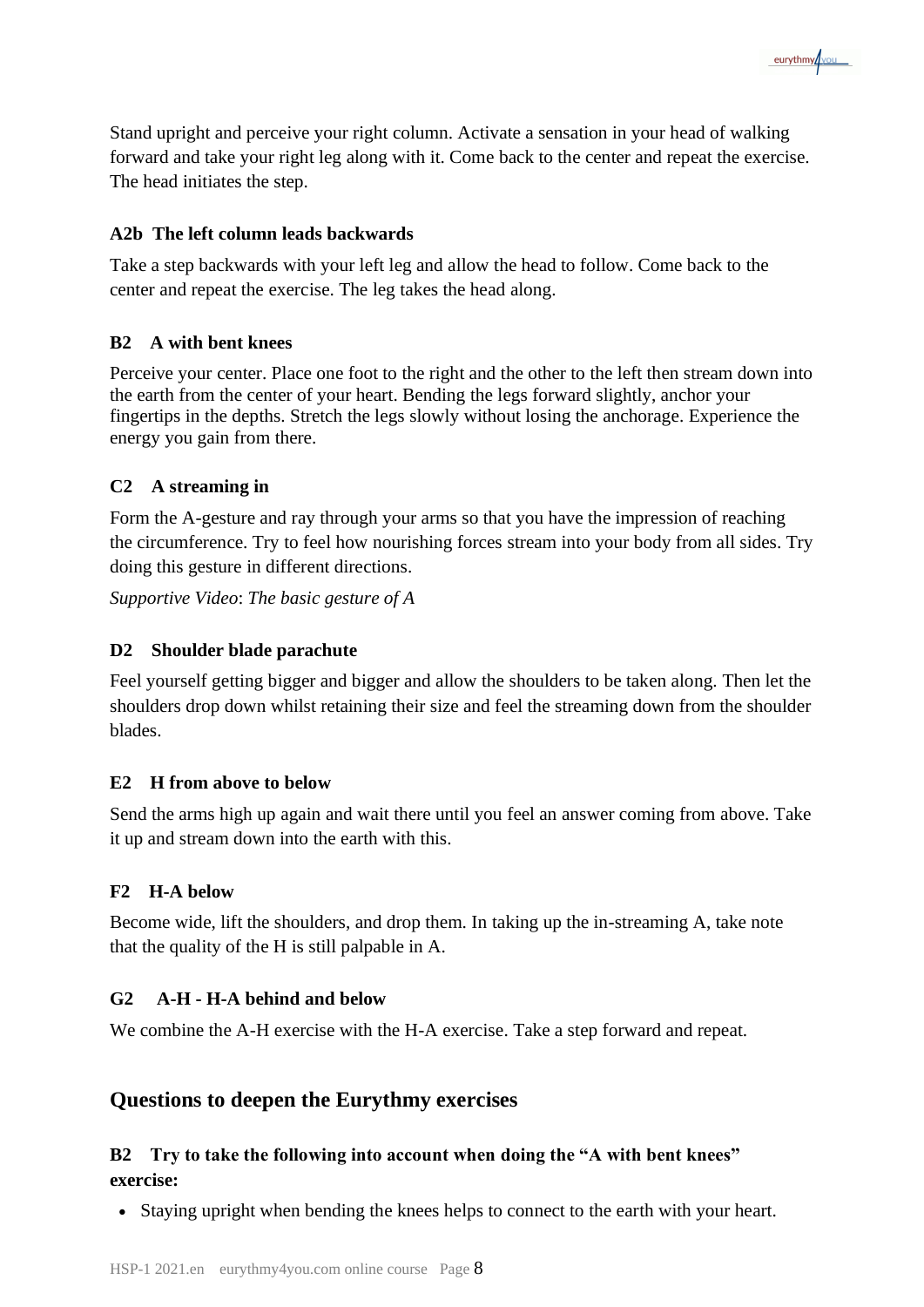Stand upright and perceive your right column. Activate a sensation in your head of walking forward and take your right leg along with it. Come back to the center and repeat the exercise. The head initiates the step.

#### A2b The left column leads backwards

Take a step backwards with your left leg and allow the head to follow. Come back to the center and repeat the exercise. The leg takes the head along.

#### B2 A with bent knees

Perceive your center. Place one foot to the right and the other to the left then stream down into the earth from the center of your heart. Bending the legs forward slightly, anchor your fingertips in the depths. Stretch the legs slowly without losing the anchorage. Experience the energy you gain from there.

#### C2 A streaming in

Form the A-gesture and ray through your arms so that you have the impression of reaching the circumference. Try to feel how nourishing forces stream into your body from all sides. Try doing this gesture in different directions.

*Supportive Video*: *The basic gesture of A*

#### D2 Shoulder blade parachute

Feel yourself getting bigger and bigger and allow the shoulders to be taken along. Then let the shoulders drop down whilst retaining their size and feel the streaming down from the shoulder blades.

#### E2 H from above to below

Send the arms high up again and wait there until you feel an answer coming from above. Take it up and stream down into the earth with this.

#### F2 H-A below

Become wide, lift the shoulders, and drop them. In taking up the in-streaming A, take note that the quality of the H is still palpable in A.

#### G2 A-H - H-A behind and below

We combine the A-H exercise with the H-A exercise. Take a step forward and repeat.

## Questions to deepen the Eurythmy exercises

### B2 Try to take the following into account when doing the “A with bent knees” exercise:

- Staying upright when bending the knees helps to connect to the earth with your heart.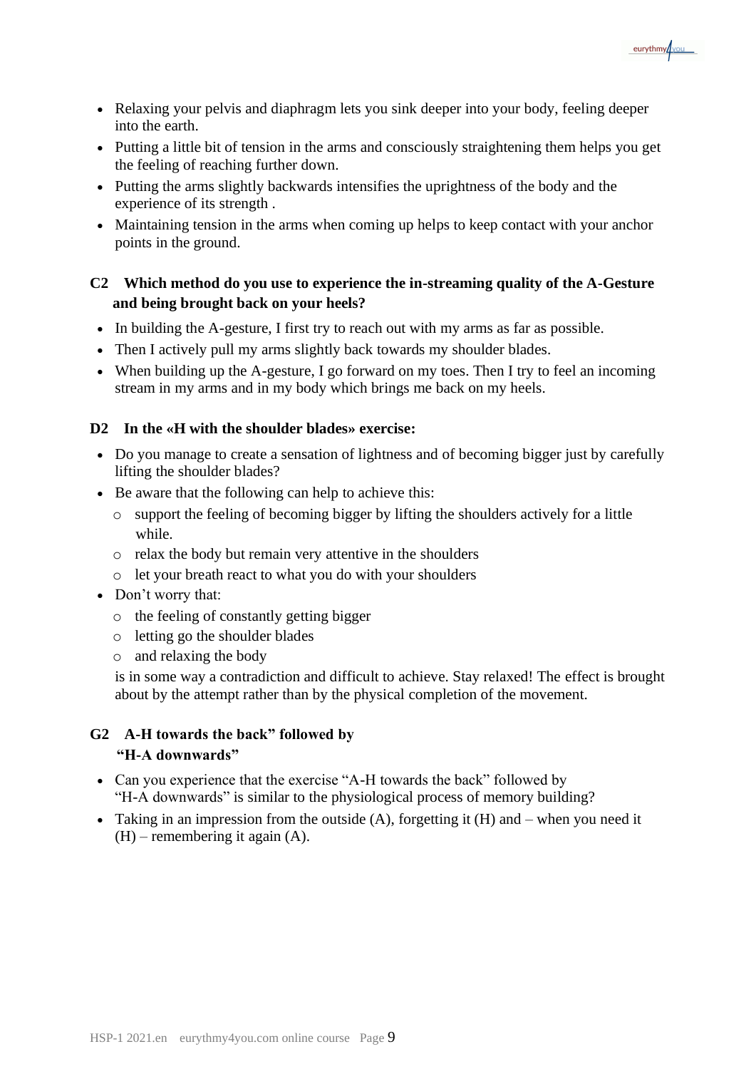- Relaxing your pelvis and diaphragm lets you sink deeper into your body, feeling deeper into the earth.
- Putting a little bit of tension in the arms and consciously straightening them helps you get the feeling of reaching further down.
- Putting the arms slightly backwards intensifies the uprightness of the body and the experience of its strength .
- Maintaining tension in the arms when coming up helps to keep contact with your anchor points in the ground.

### C2 Which method do you use to experience the in-streaming quality of the A-Gesture and being brought back on your heels?

- In building the A-gesture, I first try to reach out with my arms as far as possible.
- Then I actively pull my arms slightly back towards my shoulder blades.
- When building up the A-gesture, I go forward on my toes. Then I try to feel an incoming stream in my arms and in my body which brings me back on my heels.

### D2 In the «H with the shoulder blades» exercise:

- Do you manage to create a sensation of lightness and of becoming bigger just by carefully lifting the shoulder blades?
- Be aware that the following can help to achieve this:
  - support the feeling of becoming bigger by lifting the shoulders actively for a little while.
  - relax the body but remain very attentive in the shoulders
  - let your breath react to what you do with your shoulders
- Don't worry that:
  - the feeling of constantly getting bigger
  - letting go the shoulder blades
  - and relaxing the body

  is in some way a contradiction and difficult to achieve. Stay relaxed! The effect is brought about by the attempt rather than by the physical completion of the movement.

### G2 A-H towards the back" followed by "H-A downwards"

- Can you experience that the exercise "A-H towards the back" followed by "H-A downwards" is similar to the physiological process of memory building?
- Taking in an impression from the outside (A), forgetting it (H) and – when you need it (H) – remembering it again (A).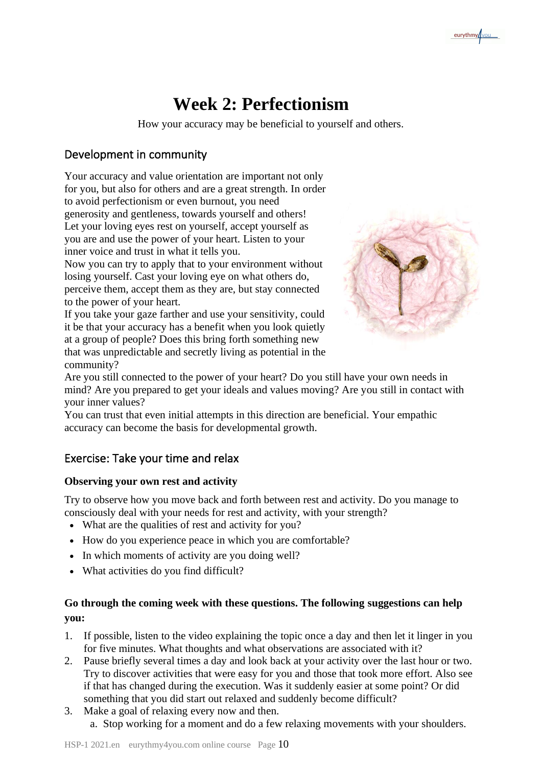# Week 2: Perfectionism

How your accuracy may be beneficial to yourself and others.

## Development in community

Your accuracy and value orientation are important not only for you, but also for others and are a great strength. In order to avoid perfectionism or even burnout, you need generosity and gentleness, towards yourself and others! Let your loving eyes rest on yourself, accept yourself as you are and use the power of your heart. Listen to your inner voice and trust in what it tells you.
Now you can try to apply that to your environment without losing yourself. Cast your loving eye on what others do, perceive them, accept them as they are, but stay connected to the power of your heart.
If you take your gaze farther and use your sensitivity, could it be that your accuracy has a benefit when you look quietly at a group of people? Does this bring forth something new that was unpredictable and secretly living as potential in the community?
Are you still connected to the power of your heart? Do you still have your own needs in mind? Are you prepared to get your ideals and values moving? Are you still in contact with your inner values?
You can trust that even initial attempts in this direction are beneficial. Your empathic accuracy can become the basis for developmental growth.

## Exercise: Take your time and relax

**Observing your own rest and activity**

Try to observe how you move back and forth between rest and activity. Do you manage to consciously deal with your needs for rest and activity, with your strength?

- What are the qualities of rest and activity for you?
- How do you experience peace in which you are comfortable?
- In which moments of activity are you doing well?
- What activities do you find difficult?

**Go through the coming week with these questions. The following suggestions can help you:**

1. If possible, listen to the video explaining the topic once a day and then let it linger in you for five minutes. What thoughts and what observations are associated with it?
2. Pause briefly several times a day and look back at your activity over the last hour or two. Try to discover activities that were easy for you and those that took more effort. Also see if that has changed during the execution. Was it suddenly easier at some point? Or did something that you did start out relaxed and suddenly become difficult?
3. Make a goal of relaxing every now and then.
   a. Stop working for a moment and do a few relaxing movements with your shoulders.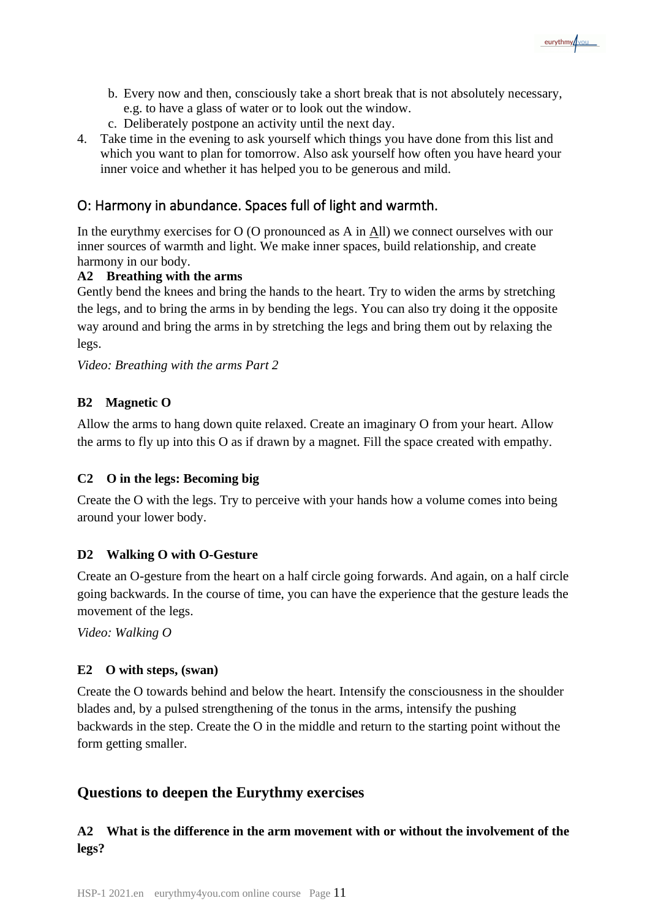b. Every now and then, consciously take a short break that is not absolutely necessary, e.g. to have a glass of water or to look out the window.
   c. Deliberately postpone an activity until the next day.
4. Take time in the evening to ask yourself which things you have done from this list and which you want to plan for tomorrow. Also ask yourself how often you have heard your inner voice and whether it has helped you to be generous and mild.

## O: Harmony in abundance. Spaces full of light and warmth.

In the eurythmy exercises for O (O pronounced as A in <u>A</u>ll) we connect ourselves with our inner sources of warmth and light. We make inner spaces, build relationship, and create harmony in our body.

**A2 Breathing with the arms**

Gently bend the knees and bring the hands to the heart. Try to widen the arms by stretching the legs, and to bring the arms in by bending the legs. You can also try doing it the opposite way around and bring the arms in by stretching the legs and bring them out by relaxing the legs.

*Video: Breathing with the arms Part 2*

**B2 Magnetic O**

Allow the arms to hang down quite relaxed. Create an imaginary O from your heart. Allow the arms to fly up into this O as if drawn by a magnet. Fill the space created with empathy.

**C2 O in the legs: Becoming big**

Create the O with the legs. Try to perceive with your hands how a volume comes into being around your lower body.

**D2 Walking O with O-Gesture**

Create an O-gesture from the heart on a half circle going forwards. And again, on a half circle going backwards. In the course of time, you can have the experience that the gesture leads the movement of the legs.

*Video: Walking O*

**E2 O with steps, (swan)**

Create the O towards behind and below the heart. Intensify the consciousness in the shoulder blades and, by a pulsed strengthening of the tonus in the arms, intensify the pushing backwards in the step. Create the O in the middle and return to the starting point without the form getting smaller.

## Questions to deepen the Eurythmy exercises

### A2 What is the difference in the arm movement with or without the involvement of the legs?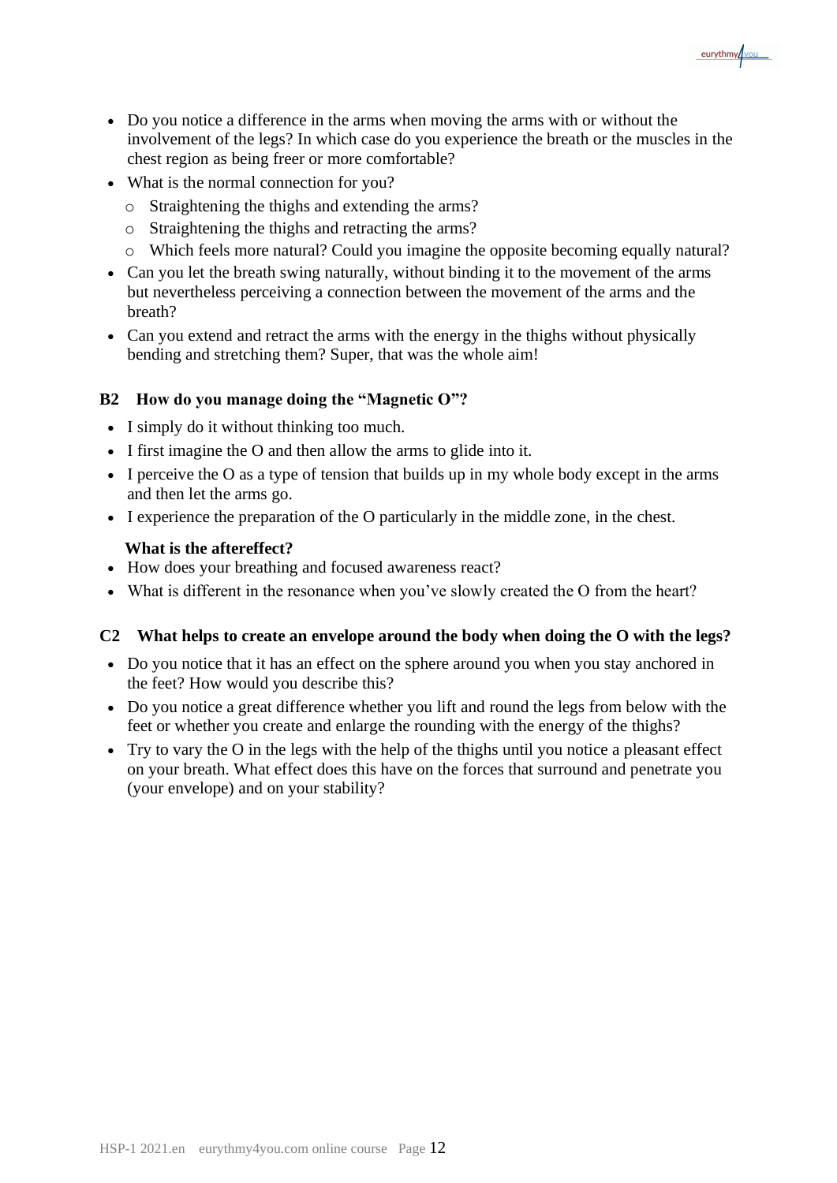- Do you notice a difference in the arms when moving the arms with or without the involvement of the legs? In which case do you experience the breath or the muscles in the chest region as being freer or more comfortable?
- What is the normal connection for you?
  - Straightening the thighs and extending the arms?
  - Straightening the thighs and retracting the arms?
  - Which feels more natural? Could you imagine the opposite becoming equally natural?
- Can you let the breath swing naturally, without binding it to the movement of the arms but nevertheless perceiving a connection between the movement of the arms and the breath?
- Can you extend and retract the arms with the energy in the thighs without physically bending and stretching them? Super, that was the whole aim!

### B2 How do you manage doing the "Magnetic O"?

- I simply do it without thinking too much.
- I first imagine the O and then allow the arms to glide into it.
- I perceive the O as a type of tension that builds up in my whole body except in the arms and then let the arms go.
- I experience the preparation of the O particularly in the middle zone, in the chest.

**What is the aftereffect?**

- How does your breathing and focused awareness react?
- What is different in the resonance when you've slowly created the O from the heart?

### C2 What helps to create an envelope around the body when doing the O with the legs?

- Do you notice that it has an effect on the sphere around you when you stay anchored in the feet? How would you describe this?
- Do you notice a great difference whether you lift and round the legs from below with the feet or whether you create and enlarge the rounding with the energy of the thighs?
- Try to vary the O in the legs with the help of the thighs until you notice a pleasant effect on your breath. What effect does this have on the forces that surround and penetrate you (your envelope) and on your stability?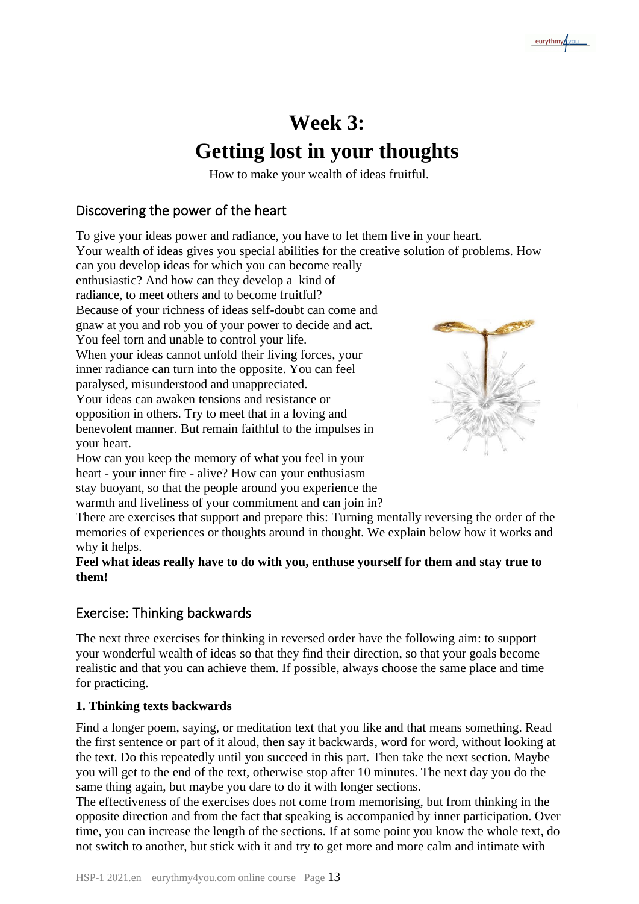# Week 3:
# Getting lost in your thoughts

How to make your wealth of ideas fruitful.

## Discovering the power of the heart

To give your ideas power and radiance, you have to let them live in your heart.
Your wealth of ideas gives you special abilities for the creative solution of problems. How can you develop ideas for which you can become really enthusiastic? And how can they develop a kind of radiance, to meet others and to become fruitful?
Because of your richness of ideas self-doubt can come and gnaw at you and rob you of your power to decide and act. You feel torn and unable to control your life.
When your ideas cannot unfold their living forces, your inner radiance can turn into the opposite. You can feel paralysed, misunderstood and unappreciated.
Your ideas can awaken tensions and resistance or opposition in others. Try to meet that in a loving and benevolent manner. But remain faithful to the impulses in your heart.
How can you keep the memory of what you feel in your heart - your inner fire - alive? How can your enthusiasm stay buoyant, so that the people around you experience the warmth and liveliness of your commitment and can join in?
There are exercises that support and prepare this: Turning mentally reversing the order of the memories of experiences or thoughts around in thought. We explain below how it works and why it helps.

**Feel what ideas really have to do with you, enthuse yourself for them and stay true to them!**

## Exercise: Thinking backwards

The next three exercises for thinking in reversed order have the following aim: to support your wonderful wealth of ideas so that they find their direction, so that your goals become realistic and that you can achieve them. If possible, always choose the same place and time for practicing.

**1. Thinking texts backwards**

Find a longer poem, saying, or meditation text that you like and that means something. Read the first sentence or part of it aloud, then say it backwards, word for word, without looking at the text. Do this repeatedly until you succeed in this part. Then take the next section. Maybe you will get to the end of the text, otherwise stop after 10 minutes. The next day you do the same thing again, but maybe you dare to do it with longer sections.
The effectiveness of the exercises does not come from memorising, but from thinking in the opposite direction and from the fact that speaking is accompanied by inner participation. Over time, you can increase the length of the sections. If at some point you know the whole text, do not switch to another, but stick with it and try to get more and more calm and intimate with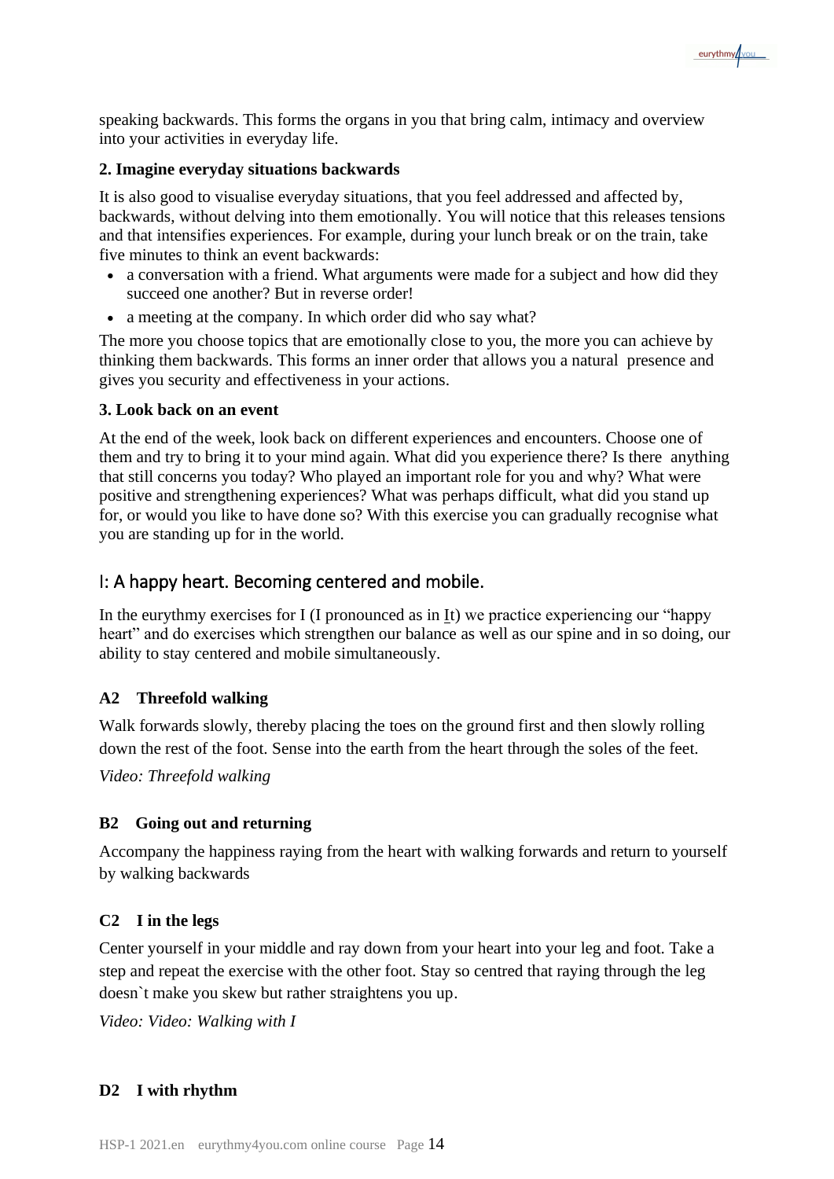speaking backwards. This forms the organs in you that bring calm, intimacy and overview into your activities in everyday life.

**2. Imagine everyday situations backwards**

It is also good to visualise everyday situations, that you feel addressed and affected by, backwards, without delving into them emotionally. You will notice that this releases tensions and that intensifies experiences. For example, during your lunch break or on the train, take five minutes to think an event backwards:

- a conversation with a friend. What arguments were made for a subject and how did they succeed one another? But in reverse order!
- a meeting at the company. In which order did who say what?

The more you choose topics that are emotionally close to you, the more you can achieve by thinking them backwards. This forms an inner order that allows you a natural presence and gives you security and effectiveness in your actions.

**3. Look back on an event**

At the end of the week, look back on different experiences and encounters. Choose one of them and try to bring it to your mind again. What did you experience there? Is there anything that still concerns you today? Who played an important role for you and why? What were positive and strengthening experiences? What was perhaps difficult, what did you stand up for, or would you like to have done so? With this exercise you can gradually recognise what you are standing up for in the world.

## I: A happy heart. Becoming centered and mobile.

In the eurythmy exercises for I (I pronounced as in It) we practice experiencing our "happy heart" and do exercises which strengthen our balance as well as our spine and in so doing, our ability to stay centered and mobile simultaneously.

### A2 Threefold walking

Walk forwards slowly, thereby placing the toes on the ground first and then slowly rolling down the rest of the foot. Sense into the earth from the heart through the soles of the feet.

*Video: Threefold walking*

### B2 Going out and returning

Accompany the happiness raying from the heart with walking forwards and return to yourself by walking backwards

### C2 I in the legs

Center yourself in your middle and ray down from your heart into your leg and foot. Take a step and repeat the exercise with the other foot. Stay so centred that raying through the leg doesn`t make you skew but rather straightens you up.

*Video: Video: Walking with I*

### D2 I with rhythm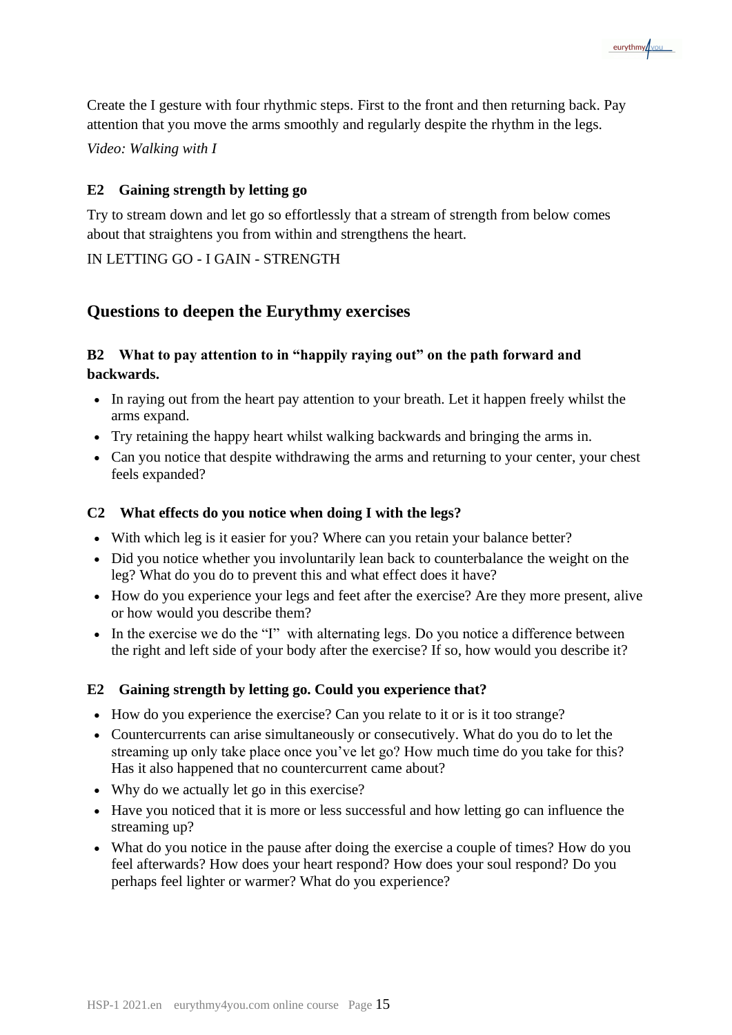Create the I gesture with four rhythmic steps. First to the front and then returning back. Pay attention that you move the arms smoothly and regularly despite the rhythm in the legs.

*Video: Walking with I*

### E2 Gaining strength by letting go

Try to stream down and let go so effortlessly that a stream of strength from below comes about that straightens you from within and strengthens the heart.

IN LETTING GO - I GAIN - STRENGTH

## Questions to deepen the Eurythmy exercises

### B2 What to pay attention to in "happily raying out" on the path forward and backwards.

- In raying out from the heart pay attention to your breath. Let it happen freely whilst the arms expand.
- Try retaining the happy heart whilst walking backwards and bringing the arms in.
- Can you notice that despite withdrawing the arms and returning to your center, your chest feels expanded?

### C2 What effects do you notice when doing I with the legs?

- With which leg is it easier for you? Where can you retain your balance better?
- Did you notice whether you involuntarily lean back to counterbalance the weight on the leg? What do you do to prevent this and what effect does it have?
- How do you experience your legs and feet after the exercise? Are they more present, alive or how would you describe them?
- In the exercise we do the "I" with alternating legs. Do you notice a difference between the right and left side of your body after the exercise? If so, how would you describe it?

### E2 Gaining strength by letting go. Could you experience that?

- How do you experience the exercise? Can you relate to it or is it too strange?
- Countercurrents can arise simultaneously or consecutively. What do you do to let the streaming up only take place once you've let go? How much time do you take for this? Has it also happened that no countercurrent came about?
- Why do we actually let go in this exercise?
- Have you noticed that it is more or less successful and how letting go can influence the streaming up?
- What do you notice in the pause after doing the exercise a couple of times? How do you feel afterwards? How does your heart respond? How does your soul respond? Do you perhaps feel lighter or warmer? What do you experience?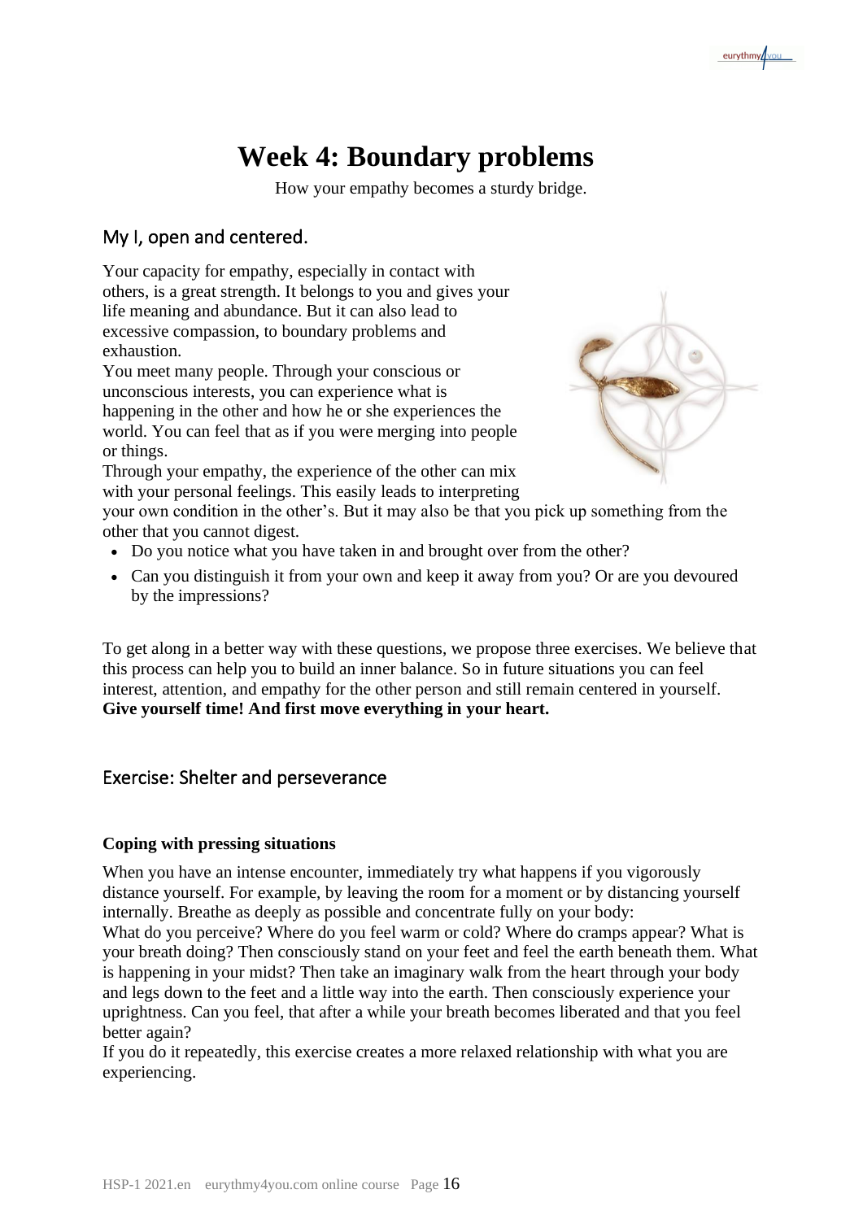# Week 4: Boundary problems

How your empathy becomes a sturdy bridge.

## My I, open and centered.

Your capacity for empathy, especially in contact with others, is a great strength. It belongs to you and gives your life meaning and abundance. But it can also lead to excessive compassion, to boundary problems and exhaustion.

You meet many people. Through your conscious or unconscious interests, you can experience what is happening in the other and how he or she experiences the world. You can feel that as if you were merging into people or things.

Through your empathy, the experience of the other can mix with your personal feelings. This easily leads to interpreting your own condition in the other's. But it may also be that you pick up something from the other that you cannot digest.

- Do you notice what you have taken in and brought over from the other?
- Can you distinguish it from your own and keep it away from you? Or are you devoured by the impressions?

To get along in a better way with these questions, we propose three exercises. We believe that this process can help you to build an inner balance. So in future situations you can feel interest, attention, and empathy for the other person and still remain centered in yourself.
**Give yourself time! And first move everything in your heart.**

## Exercise: Shelter and perseverance

**Coping with pressing situations**

When you have an intense encounter, immediately try what happens if you vigorously distance yourself. For example, by leaving the room for a moment or by distancing yourself internally. Breathe as deeply as possible and concentrate fully on your body:
What do you perceive? Where do you feel warm or cold? Where do cramps appear? What is your breath doing? Then consciously stand on your feet and feel the earth beneath them. What is happening in your midst? Then take an imaginary walk from the heart through your body and legs down to the feet and a little way into the earth. Then consciously experience your uprightness. Can you feel, that after a while your breath becomes liberated and that you feel better again?
If you do it repeatedly, this exercise creates a more relaxed relationship with what you are experiencing.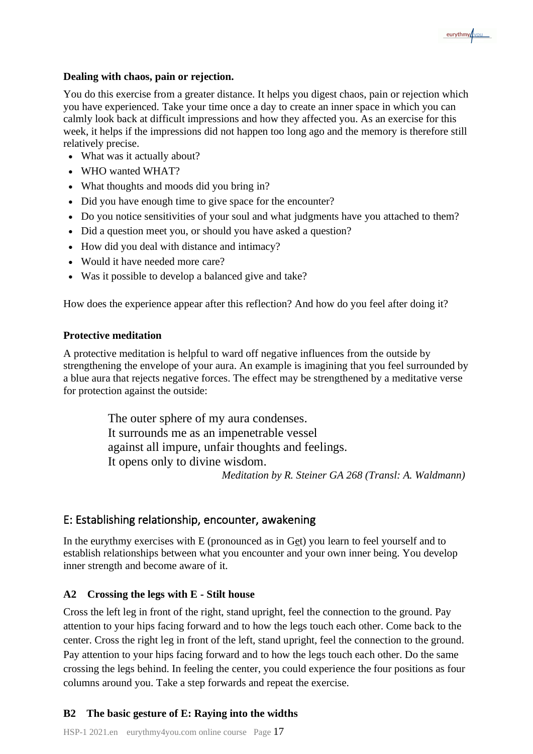**Dealing with chaos, pain or rejection.**

You do this exercise from a greater distance. It helps you digest chaos, pain or rejection which you have experienced. Take your time once a day to create an inner space in which you can calmly look back at difficult impressions and how they affected you. As an exercise for this week, it helps if the impressions did not happen too long ago and the memory is therefore still relatively precise.

- What was it actually about?
- WHO wanted WHAT?
- What thoughts and moods did you bring in?
- Did you have enough time to give space for the encounter?
- Do you notice sensitivities of your soul and what judgments have you attached to them?
- Did a question meet you, or should you have asked a question?
- How did you deal with distance and intimacy?
- Would it have needed more care?
- Was it possible to develop a balanced give and take?

How does the experience appear after this reflection? And how do you feel after doing it?

**Protective meditation**

A protective meditation is helpful to ward off negative influences from the outside by strengthening the envelope of your aura. An example is imagining that you feel surrounded by a blue aura that rejects negative forces. The effect may be strengthened by a meditative verse for protection against the outside:

> The outer sphere of my aura condenses.
> It surrounds me as an impenetrable vessel
> against all impure, unfair thoughts and feelings.
> It opens only to divine wisdom.
>
> *Meditation by R. Steiner GA 268 (Transl: A. Waldmann)*

## E: Establishing relationship, encounter, awakening

In the eurythmy exercises with E (pronounced as in G<u>e</u>t) you learn to feel yourself and to establish relationships between what you encounter and your own inner being. You develop inner strength and become aware of it.

### A2 Crossing the legs with E - Stilt house

Cross the left leg in front of the right, stand upright, feel the connection to the ground. Pay attention to your hips facing forward and to how the legs touch each other. Come back to the center. Cross the right leg in front of the left, stand upright, feel the connection to the ground. Pay attention to your hips facing forward and to how the legs touch each other. Do the same crossing the legs behind. In feeling the center, you could experience the four positions as four columns around you. Take a step forwards and repeat the exercise.

### B2 The basic gesture of E: Raying into the widths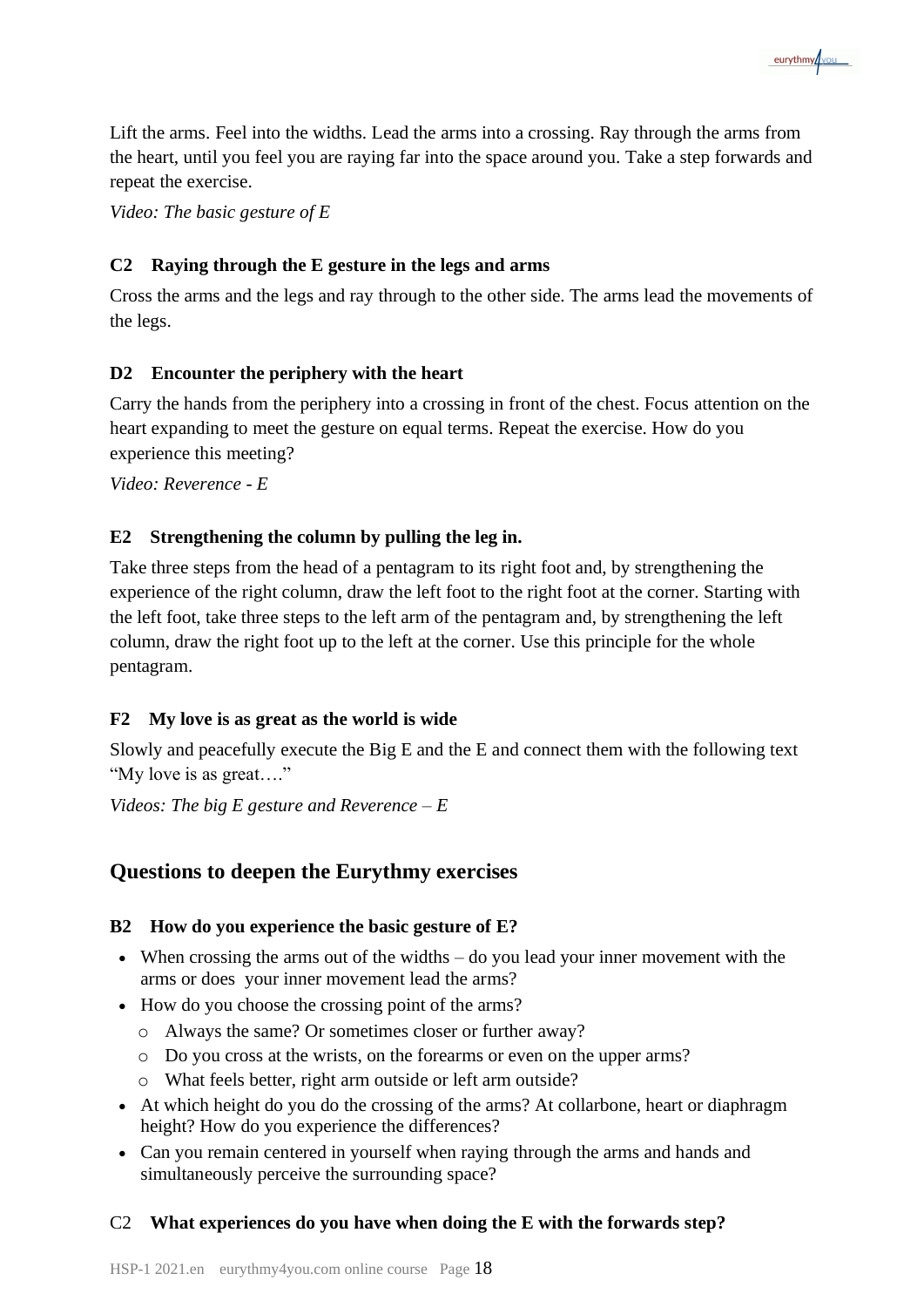Lift the arms. Feel into the widths. Lead the arms into a crossing. Ray through the arms from the heart, until you feel you are raying far into the space around you. Take a step forwards and repeat the exercise.

*Video: The basic gesture of E*

### C2 Raying through the E gesture in the legs and arms

Cross the arms and the legs and ray through to the other side. The arms lead the movements of the legs.

### D2 Encounter the periphery with the heart

Carry the hands from the periphery into a crossing in front of the chest. Focus attention on the heart expanding to meet the gesture on equal terms. Repeat the exercise. How do you experience this meeting?

*Video: Reverence - E*

### E2 Strengthening the column by pulling the leg in.

Take three steps from the head of a pentagram to its right foot and, by strengthening the experience of the right column, draw the left foot to the right foot at the corner. Starting with the left foot, take three steps to the left arm of the pentagram and, by strengthening the left column, draw the right foot up to the left at the corner. Use this principle for the whole pentagram.

### F2 My love is as great as the world is wide

Slowly and peacefully execute the Big E and the E and connect them with the following text "My love is as great…."

*Videos: The big E gesture and Reverence – E*

## Questions to deepen the Eurythmy exercises

### B2 How do you experience the basic gesture of E?

- When crossing the arms out of the widths – do you lead your inner movement with the arms or does your inner movement lead the arms?
- How do you choose the crossing point of the arms?
  - Always the same? Or sometimes closer or further away?
  - Do you cross at the wrists, on the forearms or even on the upper arms?
  - What feels better, right arm outside or left arm outside?
- At which height do you do the crossing of the arms? At collarbone, heart or diaphragm height? How do you experience the differences?
- Can you remain centered in yourself when raying through the arms and hands and simultaneously perceive the surrounding space?

### C2 What experiences do you have when doing the E with the forwards step?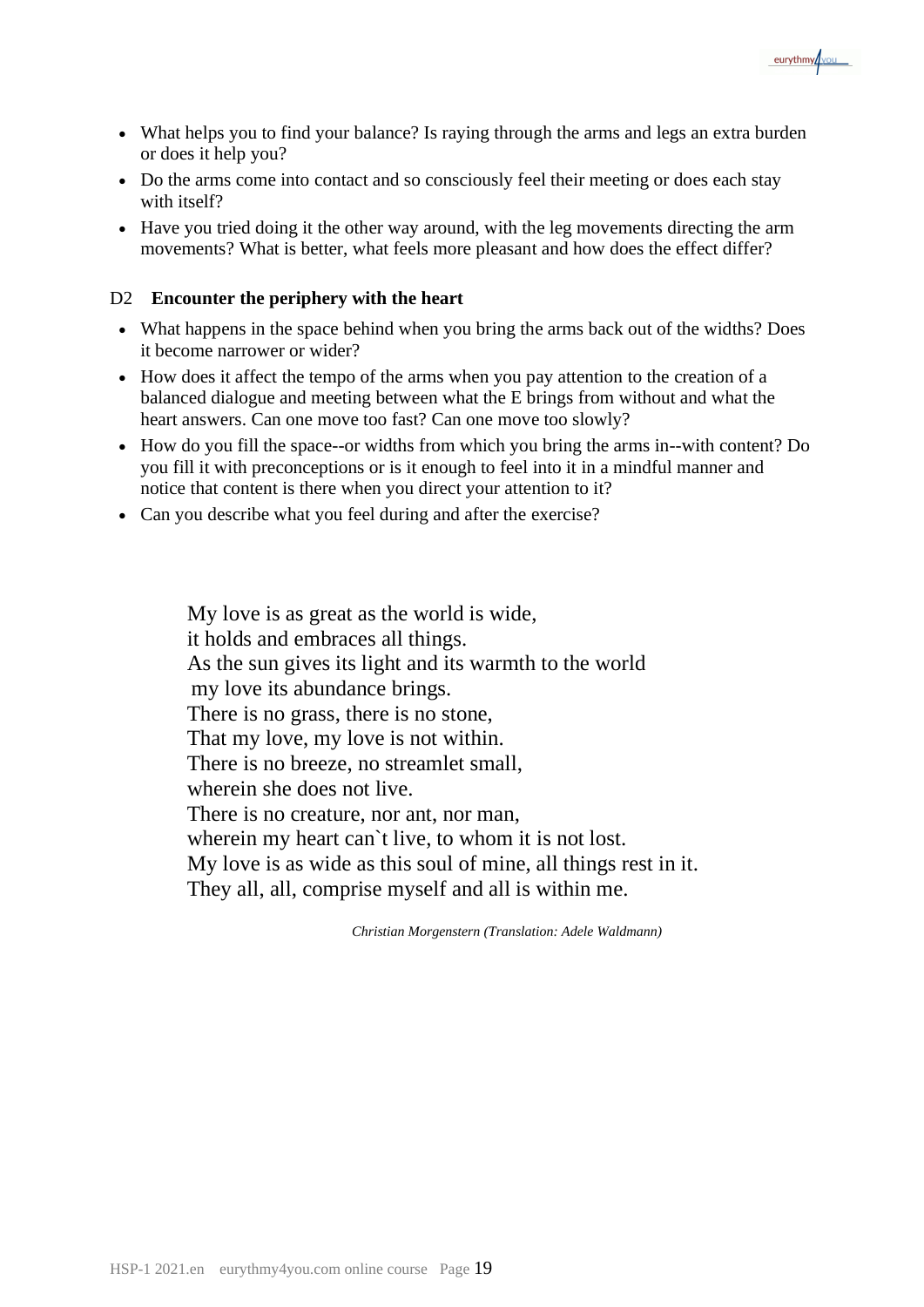- What helps you to find your balance? Is raying through the arms and legs an extra burden or does it help you?
- Do the arms come into contact and so consciously feel their meeting or does each stay with itself?
- Have you tried doing it the other way around, with the leg movements directing the arm movements? What is better, what feels more pleasant and how does the effect differ?

D2 **Encounter the periphery with the heart**

- What happens in the space behind when you bring the arms back out of the widths? Does it become narrower or wider?
- How does it affect the tempo of the arms when you pay attention to the creation of a balanced dialogue and meeting between what the E brings from without and what the heart answers. Can one move too fast? Can one move too slowly?
- How do you fill the space--or widths from which you bring the arms in--with content? Do you fill it with preconceptions or is it enough to feel into it in a mindful manner and notice that content is there when you direct your attention to it?
- Can you describe what you feel during and after the exercise?

My love is as great as the world is wide,  
it holds and embraces all things.  
As the sun gives its light and its warmth to the world  
my love its abundance brings.  
There is no grass, there is no stone,  
That my love, my love is not within.  
There is no breeze, no streamlet small,  
wherein she does not live.  
There is no creature, nor ant, nor man,  
wherein my heart can`t live, to whom it is not lost.  
My love is as wide as this soul of mine, all things rest in it.  
They all, all, comprise myself and all is within me.

*Christian Morgenstern (Translation: Adele Waldmann)*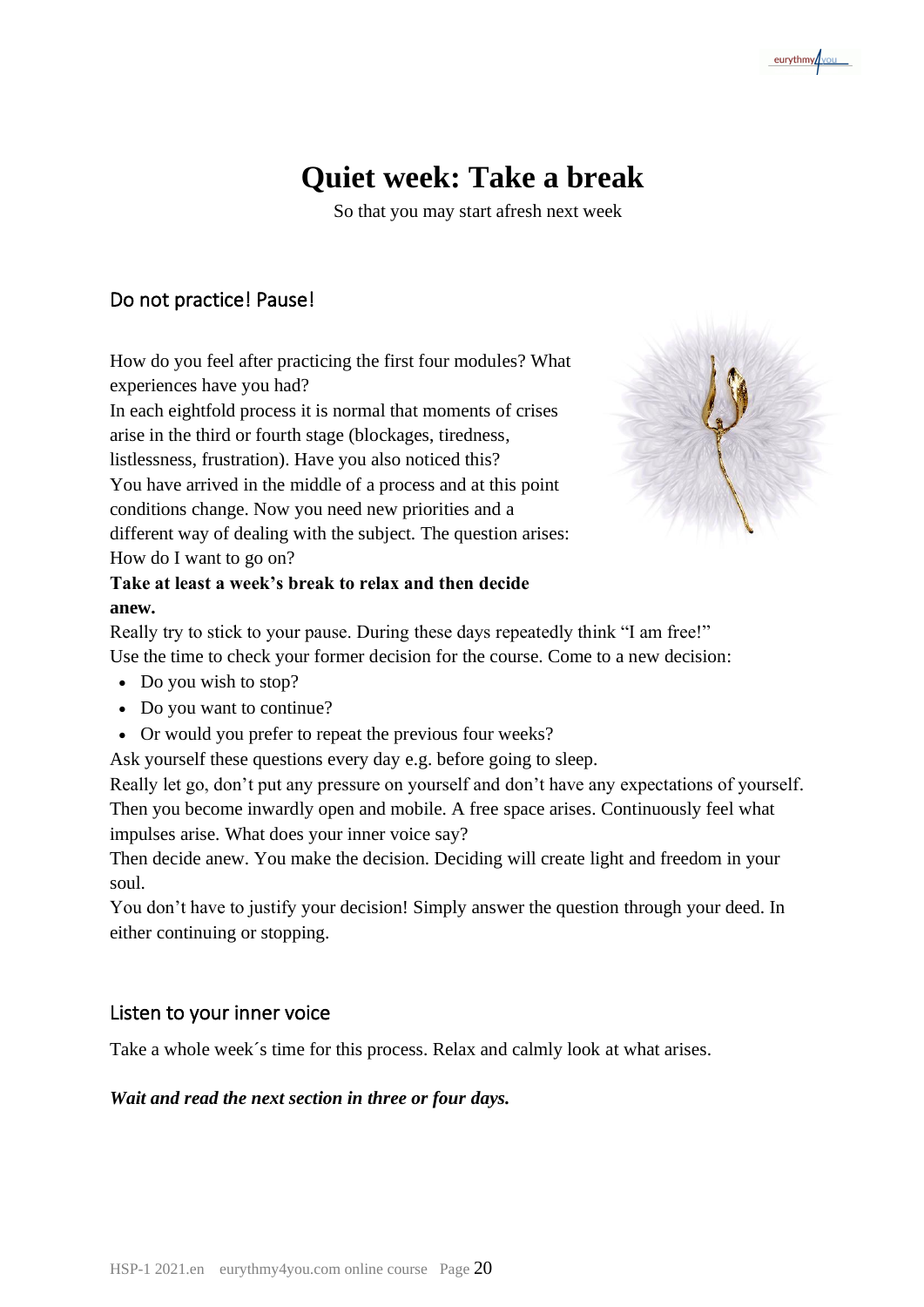# Quiet week: Take a break

So that you may start afresh next week

## Do not practice! Pause!

How do you feel after practicing the first four modules? What experiences have you had?
In each eightfold process it is normal that moments of crises arise in the third or fourth stage (blockages, tiredness, listlessness, frustration). Have you also noticed this?
You have arrived in the middle of a process and at this point conditions change. Now you need new priorities and a different way of dealing with the subject. The question arises: How do I want to go on?

**Take at least a week's break to relax and then decide anew.**

Really try to stick to your pause. During these days repeatedly think "I am free!"
Use the time to check your former decision for the course. Come to a new decision:

- Do you wish to stop?
- Do you want to continue?
- Or would you prefer to repeat the previous four weeks?

Ask yourself these questions every day e.g. before going to sleep.
Really let go, don't put any pressure on yourself and don't have any expectations of yourself. Then you become inwardly open and mobile. A free space arises. Continuously feel what impulses arise. What does your inner voice say?
Then decide anew. You make the decision. Deciding will create light and freedom in your soul.
You don't have to justify your decision! Simply answer the question through your deed. In either continuing or stopping.

## Listen to your inner voice

Take a whole week´s time for this process. Relax and calmly look at what arises.

***Wait and read the next section in three or four days.***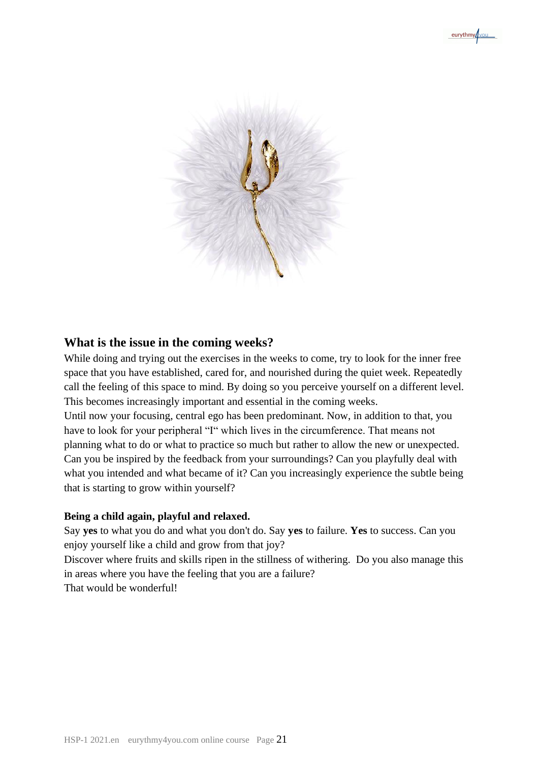## What is the issue in the coming weeks?

While doing and trying out the exercises in the weeks to come, try to look for the inner free space that you have established, cared for, and nourished during the quiet week. Repeatedly call the feeling of this space to mind. By doing so you perceive yourself on a different level. This becomes increasingly important and essential in the coming weeks.

Until now your focusing, central ego has been predominant. Now, in addition to that, you have to look for your peripheral "I" which lives in the circumference. That means not planning what to do or what to practice so much but rather to allow the new or unexpected. Can you be inspired by the feedback from your surroundings? Can you playfully deal with what you intended and what became of it? Can you increasingly experience the subtle being that is starting to grow within yourself?

**Being a child again, playful and relaxed.**

Say **yes** to what you do and what you don't do. Say **yes** to failure. **Yes** to success. Can you enjoy yourself like a child and grow from that joy?

Discover where fruits and skills ripen in the stillness of withering. Do you also manage this in areas where you have the feeling that you are a failure?

That would be wonderful!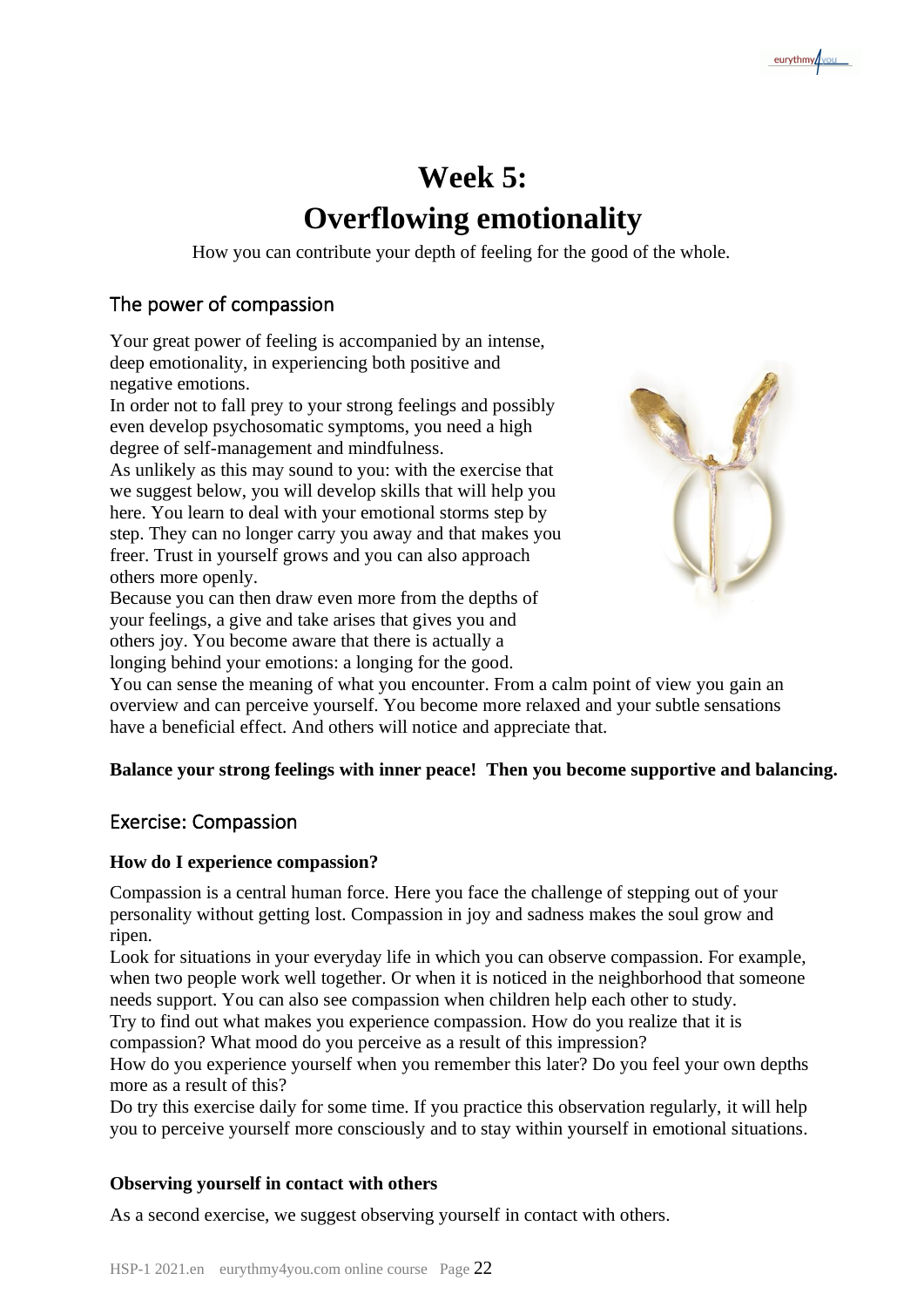# Week 5:
# Overflowing emotionality

How you can contribute your depth of feeling for the good of the whole.

## The power of compassion

Your great power of feeling is accompanied by an intense, deep emotionality, in experiencing both positive and negative emotions.
In order not to fall prey to your strong feelings and possibly even develop psychosomatic symptoms, you need a high degree of self-management and mindfulness.
As unlikely as this may sound to you: with the exercise that we suggest below, you will develop skills that will help you here. You learn to deal with your emotional storms step by step. They can no longer carry you away and that makes you freer. Trust in yourself grows and you can also approach others more openly.
Because you can then draw even more from the depths of your feelings, a give and take arises that gives you and others joy. You become aware that there is actually a longing behind your emotions: a longing for the good.
You can sense the meaning of what you encounter. From a calm point of view you gain an overview and can perceive yourself. You become more relaxed and your subtle sensations have a beneficial effect. And others will notice and appreciate that.

**Balance your strong feelings with inner peace! Then you become supportive and balancing.**

## Exercise: Compassion

**How do I experience compassion?**

Compassion is a central human force. Here you face the challenge of stepping out of your personality without getting lost. Compassion in joy and sadness makes the soul grow and ripen.
Look for situations in your everyday life in which you can observe compassion. For example, when two people work well together. Or when it is noticed in the neighborhood that someone needs support. You can also see compassion when children help each other to study.
Try to find out what makes you experience compassion. How do you realize that it is compassion? What mood do you perceive as a result of this impression?
How do you experience yourself when you remember this later? Do you feel your own depths more as a result of this?
Do try this exercise daily for some time. If you practice this observation regularly, it will help you to perceive yourself more consciously and to stay within yourself in emotional situations.

**Observing yourself in contact with others**

As a second exercise, we suggest observing yourself in contact with others.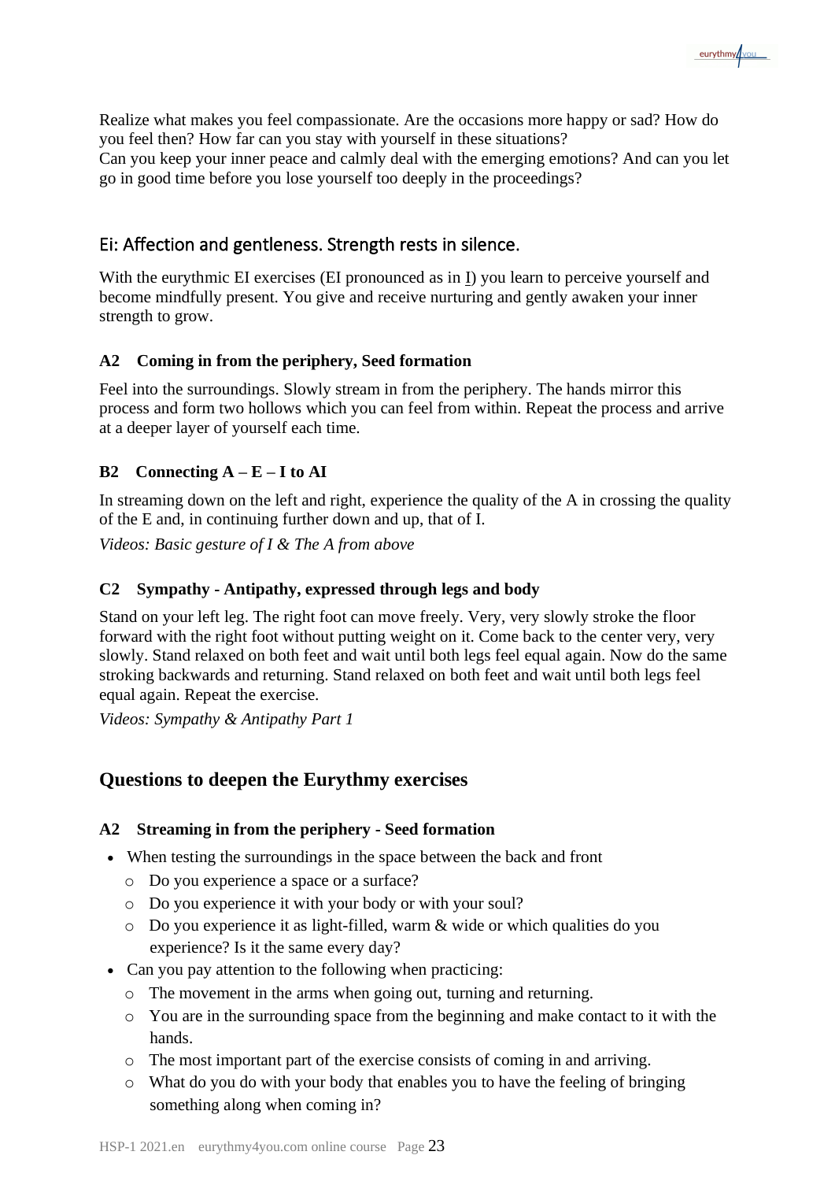Realize what makes you feel compassionate. Are the occasions more happy or sad? How do you feel then? How far can you stay with yourself in these situations?
Can you keep your inner peace and calmly deal with the emerging emotions? And can you let go in good time before you lose yourself too deeply in the proceedings?

## Ei: Affection and gentleness. Strength rests in silence.

With the eurythmic EI exercises (EI pronounced as in I) you learn to perceive yourself and become mindfully present. You give and receive nurturing and gently awaken your inner strength to grow.

#### A2 Coming in from the periphery, Seed formation

Feel into the surroundings. Slowly stream in from the periphery. The hands mirror this process and form two hollows which you can feel from within. Repeat the process and arrive at a deeper layer of yourself each time.

#### B2 Connecting A – E – I to AI

In streaming down on the left and right, experience the quality of the A in crossing the quality of the E and, in continuing further down and up, that of I.

*Videos: Basic gesture of I & The A from above*

#### C2 Sympathy - Antipathy, expressed through legs and body

Stand on your left leg. The right foot can move freely. Very, very slowly stroke the floor forward with the right foot without putting weight on it. Come back to the center very, very slowly. Stand relaxed on both feet and wait until both legs feel equal again. Now do the same stroking backwards and returning. Stand relaxed on both feet and wait until both legs feel equal again. Repeat the exercise.

*Videos: Sympathy & Antipathy Part 1*

## Questions to deepen the Eurythmy exercises

#### A2 Streaming in from the periphery - Seed formation

- When testing the surroundings in the space between the back and front
  - Do you experience a space or a surface?
  - Do you experience it with your body or with your soul?
  - Do you experience it as light-filled, warm & wide or which qualities do you experience? Is it the same every day?
- Can you pay attention to the following when practicing:
  - The movement in the arms when going out, turning and returning.
  - You are in the surrounding space from the beginning and make contact to it with the hands.
  - The most important part of the exercise consists of coming in and arriving.
  - What do you do with your body that enables you to have the feeling of bringing something along when coming in?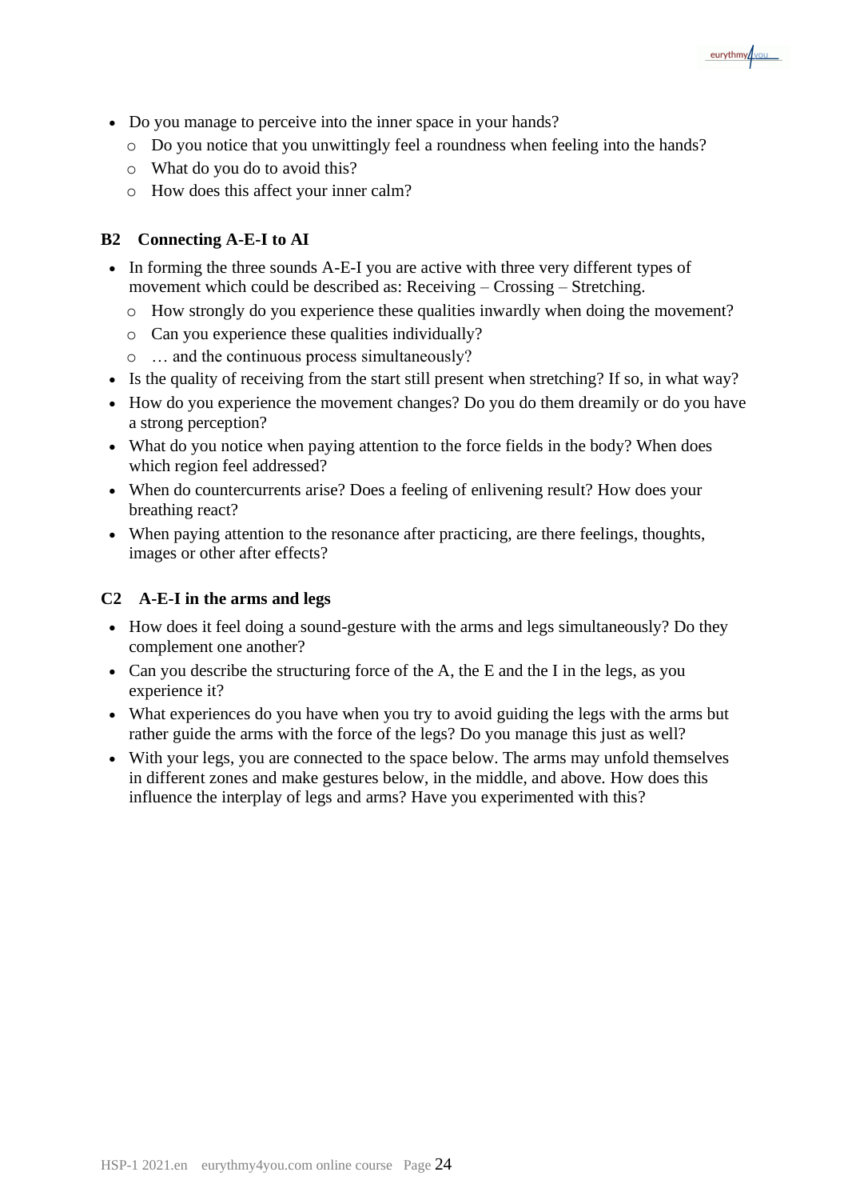- Do you manage to perceive into the inner space in your hands?
  - Do you notice that you unwittingly feel a roundness when feeling into the hands?
  - What do you do to avoid this?
  - How does this affect your inner calm?

### B2 Connecting A-E-I to AI

- In forming the three sounds A-E-I you are active with three very different types of movement which could be described as: Receiving – Crossing – Stretching.
  - How strongly do you experience these qualities inwardly when doing the movement?
  - Can you experience these qualities individually?
  - … and the continuous process simultaneously?
- Is the quality of receiving from the start still present when stretching? If so, in what way?
- How do you experience the movement changes? Do you do them dreamily or do you have a strong perception?
- What do you notice when paying attention to the force fields in the body? When does which region feel addressed?
- When do countercurrents arise? Does a feeling of enlivening result? How does your breathing react?
- When paying attention to the resonance after practicing, are there feelings, thoughts, images or other after effects?

### C2 A-E-I in the arms and legs

- How does it feel doing a sound-gesture with the arms and legs simultaneously? Do they complement one another?
- Can you describe the structuring force of the A, the E and the I in the legs, as you experience it?
- What experiences do you have when you try to avoid guiding the legs with the arms but rather guide the arms with the force of the legs? Do you manage this just as well?
- With your legs, you are connected to the space below. The arms may unfold themselves in different zones and make gestures below, in the middle, and above. How does this influence the interplay of legs and arms? Have you experimented with this?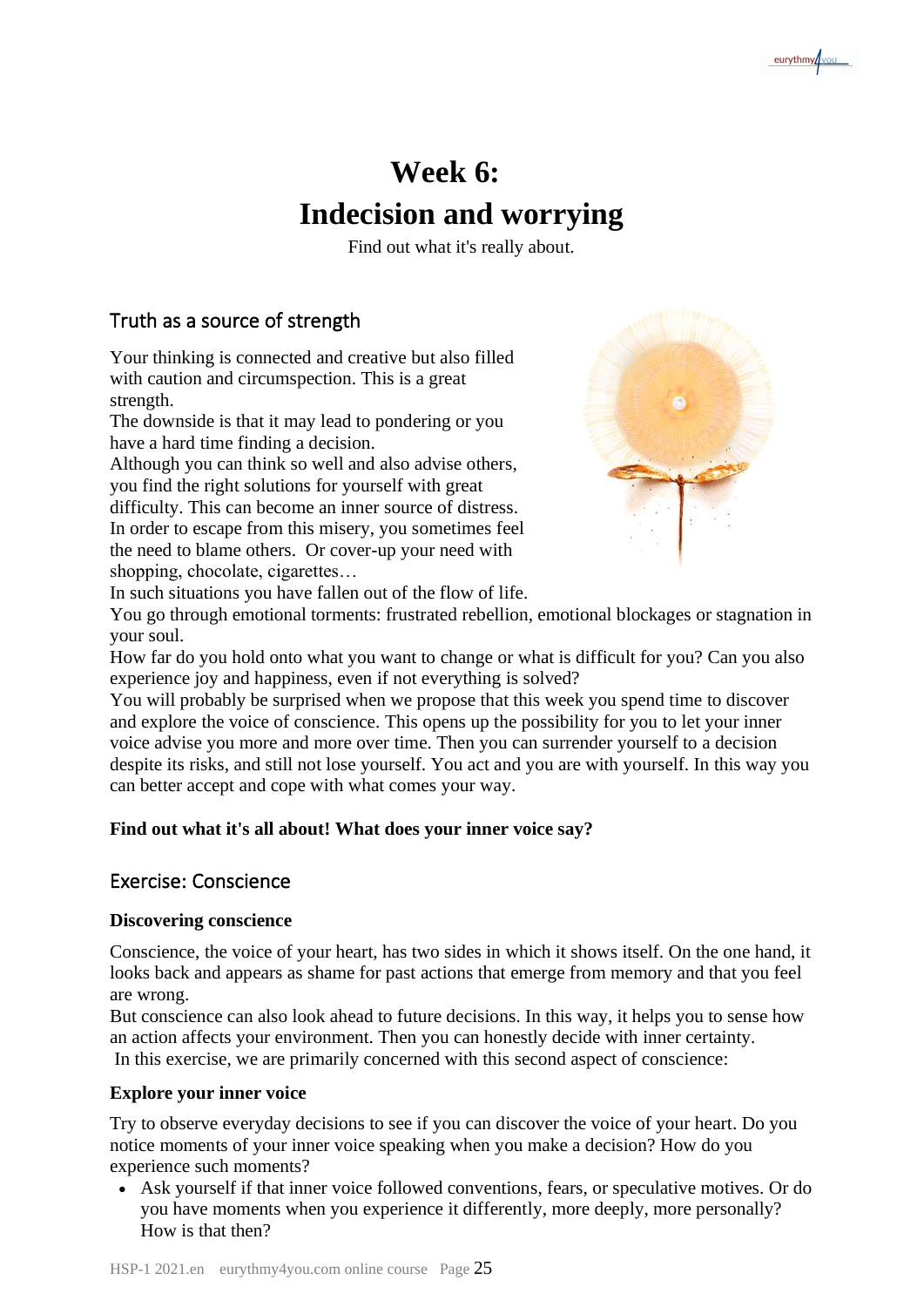# Week 6: Indecision and worrying

Find out what it's really about.

## Truth as a source of strength

Your thinking is connected and creative but also filled with caution and circumspection. This is a great strength.
The downside is that it may lead to pondering or you have a hard time finding a decision.
Although you can think so well and also advise others, you find the right solutions for yourself with great difficulty. This can become an inner source of distress. In order to escape from this misery, you sometimes feel the need to blame others. Or cover-up your need with shopping, chocolate, cigarettes…
In such situations you have fallen out of the flow of life.
You go through emotional torments: frustrated rebellion, emotional blockages or stagnation in your soul.
How far do you hold onto what you want to change or what is difficult for you? Can you also experience joy and happiness, even if not everything is solved?
You will probably be surprised when we propose that this week you spend time to discover and explore the voice of conscience. This opens up the possibility for you to let your inner voice advise you more and more over time. Then you can surrender yourself to a decision despite its risks, and still not lose yourself. You act and you are with yourself. In this way you can better accept and cope with what comes your way.

**Find out what it's all about! What does your inner voice say?**

## Exercise: Conscience

### Discovering conscience

Conscience, the voice of your heart, has two sides in which it shows itself. On the one hand, it looks back and appears as shame for past actions that emerge from memory and that you feel are wrong.
But conscience can also look ahead to future decisions. In this way, it helps you to sense how an action affects your environment. Then you can honestly decide with inner certainty.
In this exercise, we are primarily concerned with this second aspect of conscience:

### Explore your inner voice

Try to observe everyday decisions to see if you can discover the voice of your heart. Do you notice moments of your inner voice speaking when you make a decision? How do you experience such moments?

- Ask yourself if that inner voice followed conventions, fears, or speculative motives. Or do you have moments when you experience it differently, more deeply, more personally? How is that then?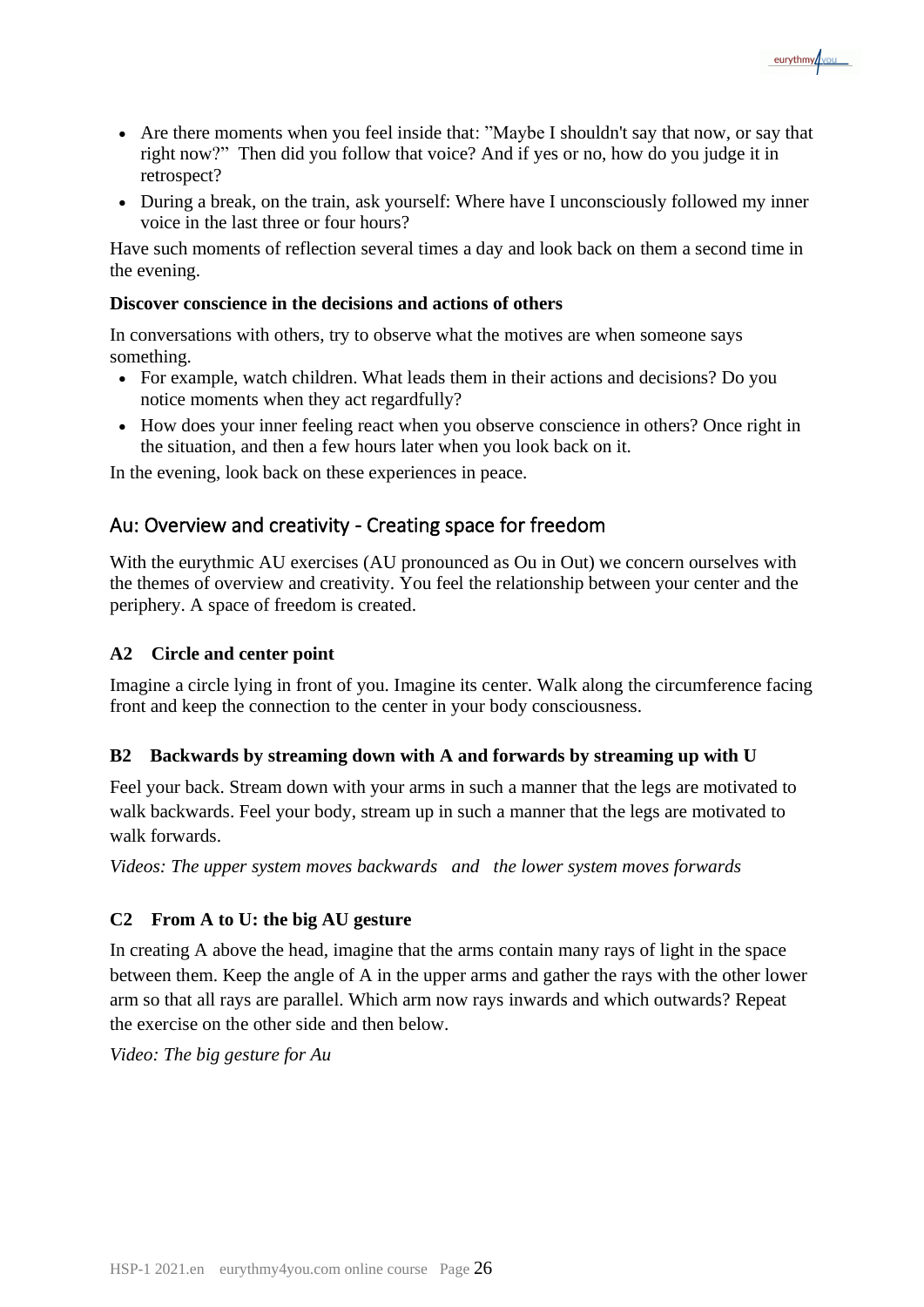- Are there moments when you feel inside that: "Maybe I shouldn't say that now, or say that right now?"  Then did you follow that voice? And if yes or no, how do you judge it in retrospect?
- During a break, on the train, ask yourself: Where have I unconsciously followed my inner voice in the last three or four hours?

Have such moments of reflection several times a day and look back on them a second time in the evening.

**Discover conscience in the decisions and actions of others**

In conversations with others, try to observe what the motives are when someone says something.

- For example, watch children. What leads them in their actions and decisions? Do you notice moments when they act regardfully?
- How does your inner feeling react when you observe conscience in others? Once right in the situation, and then a few hours later when you look back on it.

In the evening, look back on these experiences in peace.

## Au: Overview and creativity - Creating space for freedom

With the eurythmic AU exercises (AU pronounced as Ou in Out) we concern ourselves with the themes of overview and creativity. You feel the relationship between your center and the periphery. A space of freedom is created.

### A2 Circle and center point

Imagine a circle lying in front of you. Imagine its center. Walk along the circumference facing front and keep the connection to the center in your body consciousness.

### B2 Backwards by streaming down with A and forwards by streaming up with U

Feel your back. Stream down with your arms in such a manner that the legs are motivated to walk backwards. Feel your body, stream up in such a manner that the legs are motivated to walk forwards.

*Videos: The upper system moves backwards and the lower system moves forwards*

### C2 From A to U: the big AU gesture

In creating A above the head, imagine that the arms contain many rays of light in the space between them. Keep the angle of A in the upper arms and gather the rays with the other lower arm so that all rays are parallel. Which arm now rays inwards and which outwards? Repeat the exercise on the other side and then below.

*Video: The big gesture for Au*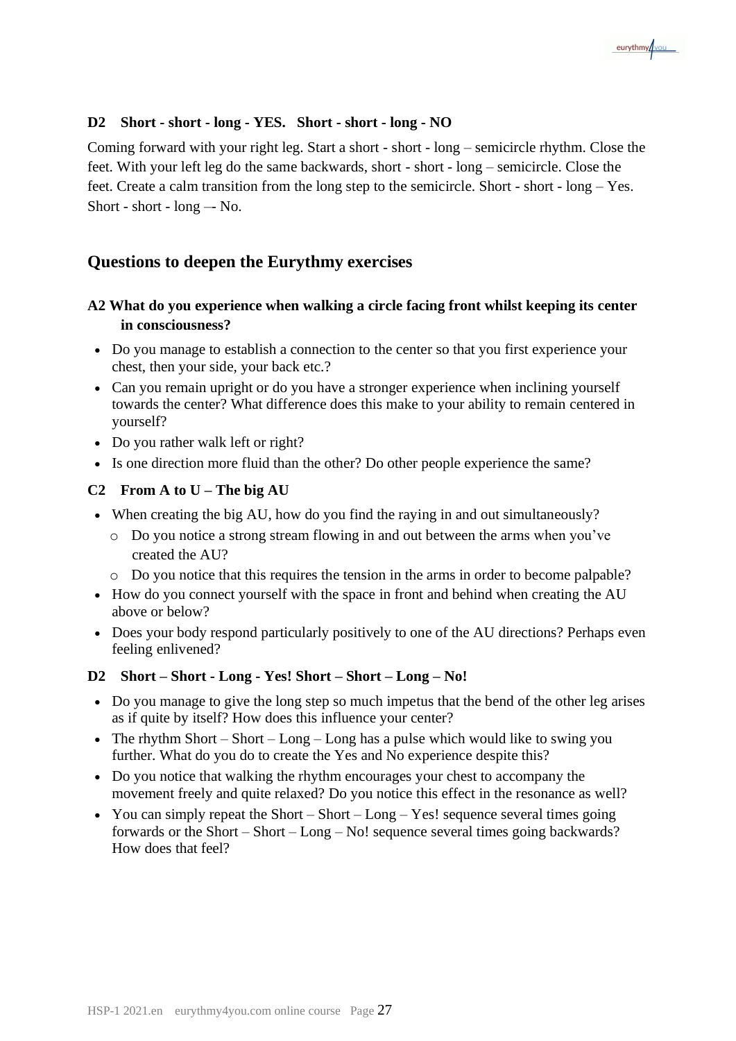### D2 Short - short - long - YES. Short - short - long - NO

Coming forward with your right leg. Start a short - short - long – semicircle rhythm. Close the feet. With your left leg do the same backwards, short - short - long – semicircle. Close the feet. Create a calm transition from the long step to the semicircle. Short - short - long – Yes. Short - short - long –- No.

## Questions to deepen the Eurythmy exercises

### A2 What do you experience when walking a circle facing front whilst keeping its center in consciousness?

- Do you manage to establish a connection to the center so that you first experience your chest, then your side, your back etc.?
- Can you remain upright or do you have a stronger experience when inclining yourself towards the center? What difference does this make to your ability to remain centered in yourself?
- Do you rather walk left or right?
- Is one direction more fluid than the other? Do other people experience the same?

### C2 From A to U – The big AU

- When creating the big AU, how do you find the raying in and out simultaneously?
  - Do you notice a strong stream flowing in and out between the arms when you've created the AU?
  - Do you notice that this requires the tension in the arms in order to become palpable?
- How do you connect yourself with the space in front and behind when creating the AU above or below?
- Does your body respond particularly positively to one of the AU directions? Perhaps even feeling enlivened?

### D2 Short – Short - Long - Yes! Short – Short – Long – No!

- Do you manage to give the long step so much impetus that the bend of the other leg arises as if quite by itself? How does this influence your center?
- The rhythm Short – Short – Long – Long has a pulse which would like to swing you further. What do you do to create the Yes and No experience despite this?
- Do you notice that walking the rhythm encourages your chest to accompany the movement freely and quite relaxed? Do you notice this effect in the resonance as well?
- You can simply repeat the Short – Short – Long – Yes! sequence several times going forwards or the Short – Short – Long – No! sequence several times going backwards? How does that feel?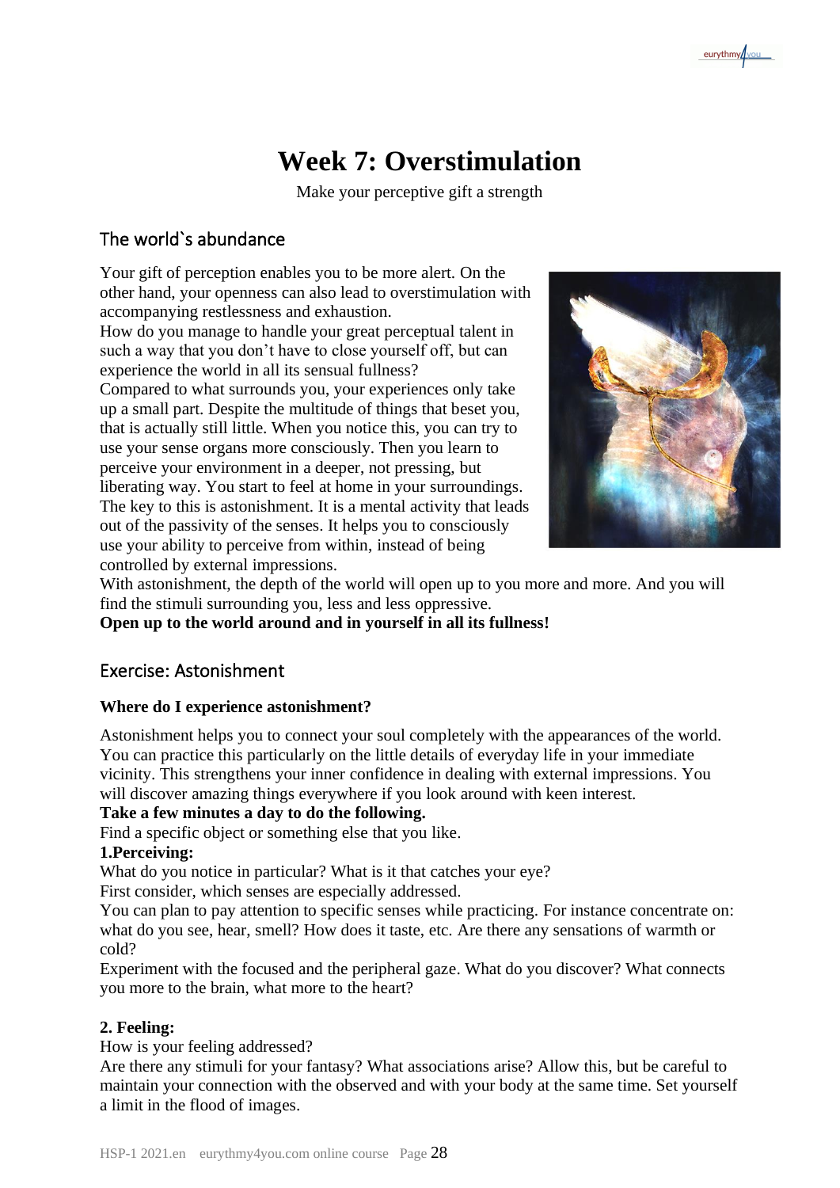# Week 7: Overstimulation

Make your perceptive gift a strength

## The world`s abundance

Your gift of perception enables you to be more alert. On the other hand, your openness can also lead to overstimulation with accompanying restlessness and exhaustion.
How do you manage to handle your great perceptual talent in such a way that you don't have to close yourself off, but can experience the world in all its sensual fullness?
Compared to what surrounds you, your experiences only take up a small part. Despite the multitude of things that beset you, that is actually still little. When you notice this, you can try to use your sense organs more consciously. Then you learn to perceive your environment in a deeper, not pressing, but liberating way. You start to feel at home in your surroundings.
The key to this is astonishment. It is a mental activity that leads out of the passivity of the senses. It helps you to consciously use your ability to perceive from within, instead of being controlled by external impressions.
With astonishment, the depth of the world will open up to you more and more. And you will find the stimuli surrounding you, less and less oppressive.
**Open up to the world around and in yourself in all its fullness!**

## Exercise: Astonishment

**Where do I experience astonishment?**

Astonishment helps you to connect your soul completely with the appearances of the world. You can practice this particularly on the little details of everyday life in your immediate vicinity. This strengthens your inner confidence in dealing with external impressions. You will discover amazing things everywhere if you look around with keen interest.
**Take a few minutes a day to do the following.**
Find a specific object or something else that you like.
**1.Perceiving:**
What do you notice in particular? What is it that catches your eye?
First consider, which senses are especially addressed.
You can plan to pay attention to specific senses while practicing. For instance concentrate on: what do you see, hear, smell? How does it taste, etc. Are there any sensations of warmth or cold?
Experiment with the focused and the peripheral gaze. What do you discover? What connects you more to the brain, what more to the heart?

**2. Feeling:**
How is your feeling addressed?
Are there any stimuli for your fantasy? What associations arise? Allow this, but be careful to maintain your connection with the observed and with your body at the same time. Set yourself a limit in the flood of images.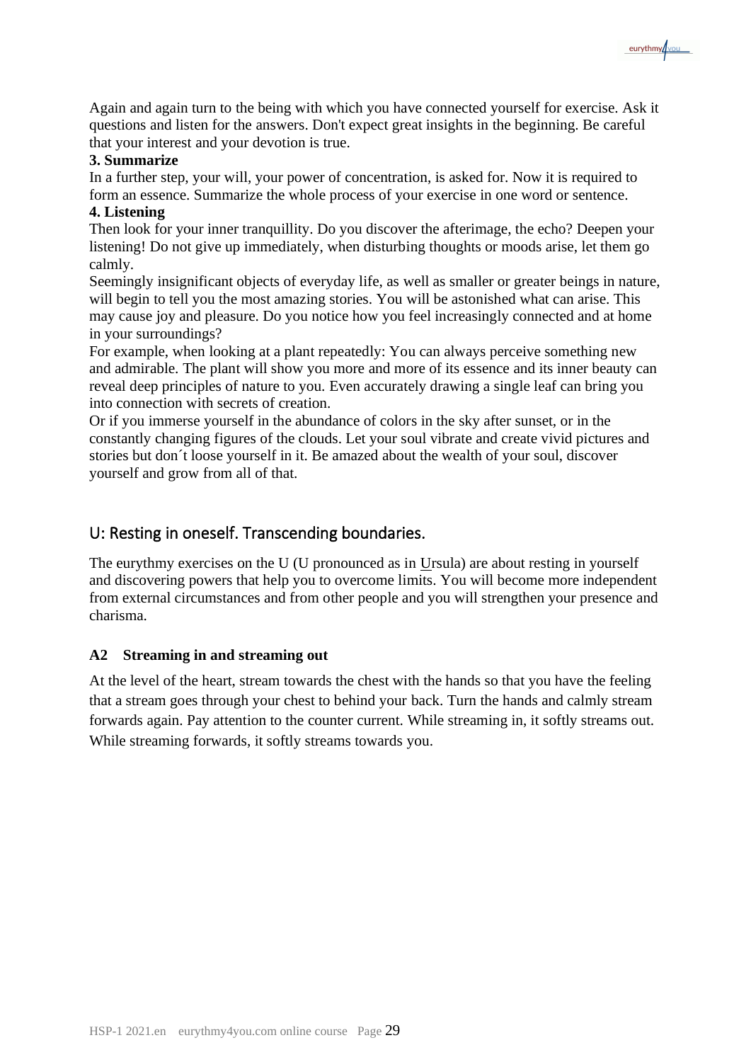Again and again turn to the being with which you have connected yourself for exercise. Ask it questions and listen for the answers. Don't expect great insights in the beginning. Be careful that your interest and your devotion is true.

**3. Summarize**

In a further step, your will, your power of concentration, is asked for. Now it is required to form an essence. Summarize the whole process of your exercise in one word or sentence.

**4. Listening**

Then look for your inner tranquillity. Do you discover the afterimage, the echo? Deepen your listening! Do not give up immediately, when disturbing thoughts or moods arise, let them go calmly.

Seemingly insignificant objects of everyday life, as well as smaller or greater beings in nature, will begin to tell you the most amazing stories. You will be astonished what can arise. This may cause joy and pleasure. Do you notice how you feel increasingly connected and at home in your surroundings?

For example, when looking at a plant repeatedly: You can always perceive something new and admirable. The plant will show you more and more of its essence and its inner beauty can reveal deep principles of nature to you. Even accurately drawing a single leaf can bring you into connection with secrets of creation.

Or if you immerse yourself in the abundance of colors in the sky after sunset, or in the constantly changing figures of the clouds. Let your soul vibrate and create vivid pictures and stories but don´t loose yourself in it. Be amazed about the wealth of your soul, discover yourself and grow from all of that.

## U: Resting in oneself. Transcending boundaries.

The eurythmy exercises on the U (U pronounced as in Ursula) are about resting in yourself and discovering powers that help you to overcome limits. You will become more independent from external circumstances and from other people and you will strengthen your presence and charisma.

### A2 Streaming in and streaming out

At the level of the heart, stream towards the chest with the hands so that you have the feeling that a stream goes through your chest to behind your back. Turn the hands and calmly stream forwards again. Pay attention to the counter current. While streaming in, it softly streams out. While streaming forwards, it softly streams towards you.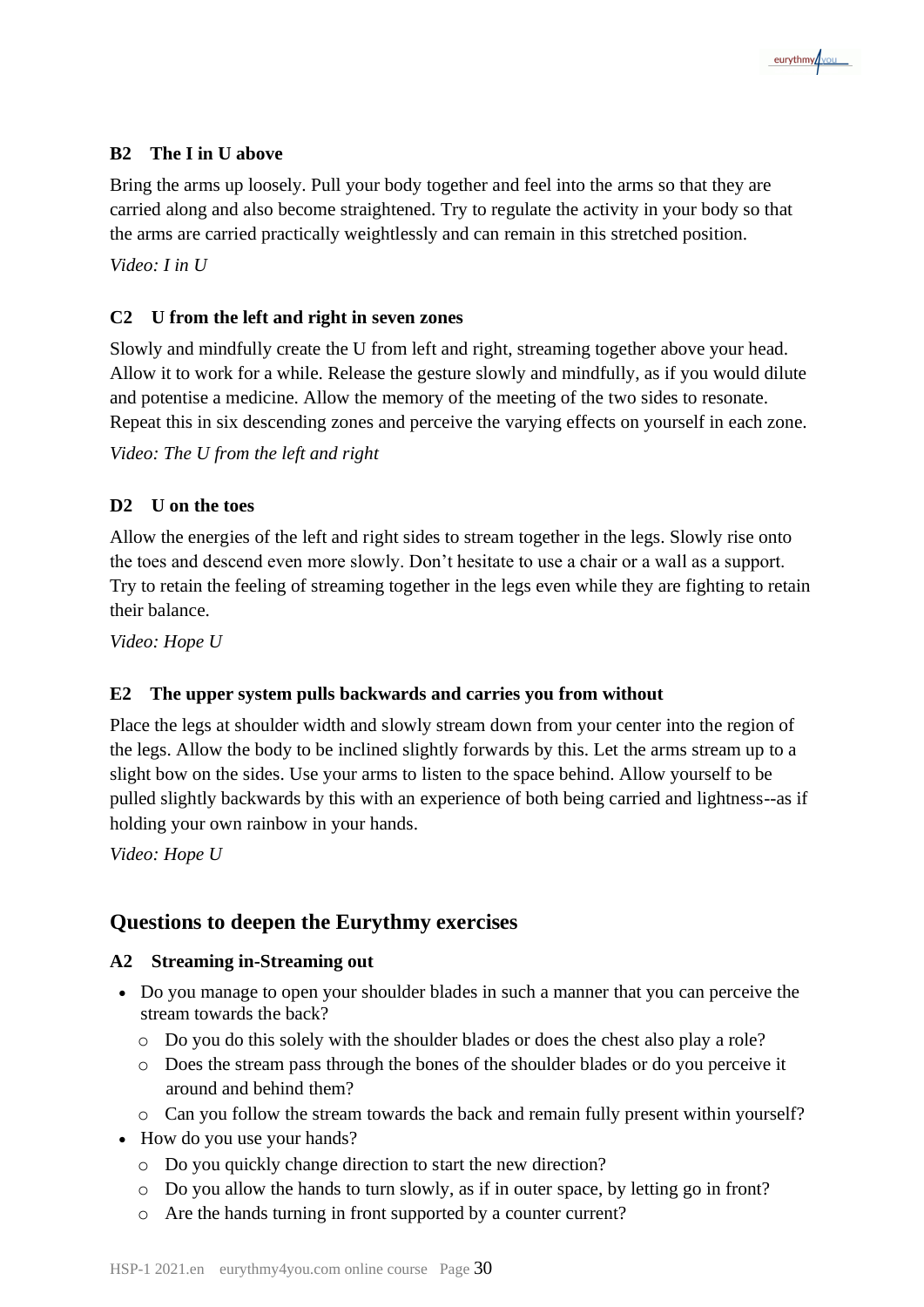### B2 The I in U above

Bring the arms up loosely. Pull your body together and feel into the arms so that they are carried along and also become straightened. Try to regulate the activity in your body so that the arms are carried practically weightlessly and can remain in this stretched position.

*Video: I in U*

### C2 U from the left and right in seven zones

Slowly and mindfully create the U from left and right, streaming together above your head. Allow it to work for a while. Release the gesture slowly and mindfully, as if you would dilute and potentise a medicine. Allow the memory of the meeting of the two sides to resonate. Repeat this in six descending zones and perceive the varying effects on yourself in each zone.

*Video: The U from the left and right*

### D2 U on the toes

Allow the energies of the left and right sides to stream together in the legs. Slowly rise onto the toes and descend even more slowly. Don't hesitate to use a chair or a wall as a support. Try to retain the feeling of streaming together in the legs even while they are fighting to retain their balance.

*Video: Hope U*

### E2 The upper system pulls backwards and carries you from without

Place the legs at shoulder width and slowly stream down from your center into the region of the legs. Allow the body to be inclined slightly forwards by this. Let the arms stream up to a slight bow on the sides. Use your arms to listen to the space behind. Allow yourself to be pulled slightly backwards by this with an experience of both being carried and lightness--as if holding your own rainbow in your hands.

*Video: Hope U*

## Questions to deepen the Eurythmy exercises

### A2 Streaming in-Streaming out

- Do you manage to open your shoulder blades in such a manner that you can perceive the stream towards the back?
  - Do you do this solely with the shoulder blades or does the chest also play a role?
  - Does the stream pass through the bones of the shoulder blades or do you perceive it around and behind them?
  - Can you follow the stream towards the back and remain fully present within yourself?
- How do you use your hands?
  - Do you quickly change direction to start the new direction?
  - Do you allow the hands to turn slowly, as if in outer space, by letting go in front?
  - Are the hands turning in front supported by a counter current?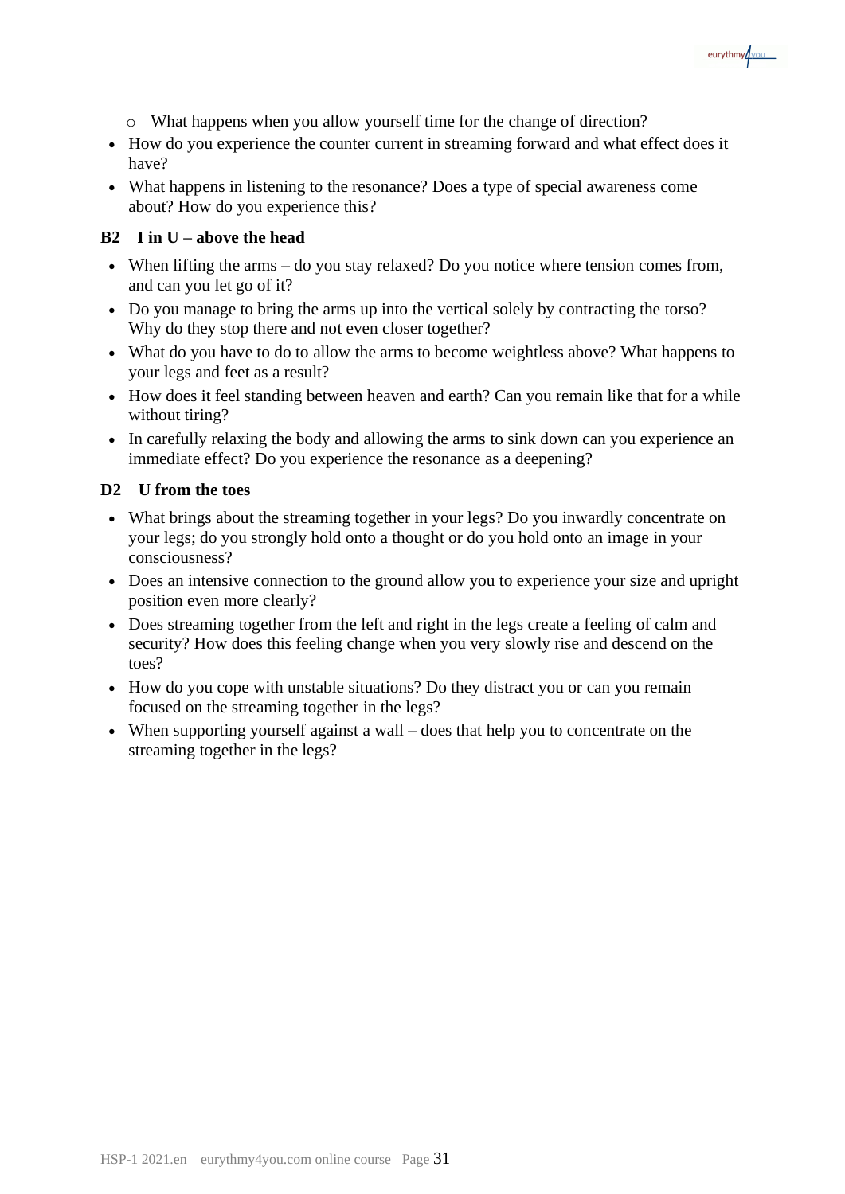- What happens when you allow yourself time for the change of direction?
- How do you experience the counter current in streaming forward and what effect does it have?
- What happens in listening to the resonance? Does a type of special awareness come about? How do you experience this?

### B2 I in U – above the head

- When lifting the arms – do you stay relaxed? Do you notice where tension comes from, and can you let go of it?
- Do you manage to bring the arms up into the vertical solely by contracting the torso? Why do they stop there and not even closer together?
- What do you have to do to allow the arms to become weightless above? What happens to your legs and feet as a result?
- How does it feel standing between heaven and earth? Can you remain like that for a while without tiring?
- In carefully relaxing the body and allowing the arms to sink down can you experience an immediate effect? Do you experience the resonance as a deepening?

### D2 U from the toes

- What brings about the streaming together in your legs? Do you inwardly concentrate on your legs; do you strongly hold onto a thought or do you hold onto an image in your consciousness?
- Does an intensive connection to the ground allow you to experience your size and upright position even more clearly?
- Does streaming together from the left and right in the legs create a feeling of calm and security? How does this feeling change when you very slowly rise and descend on the toes?
- How do you cope with unstable situations? Do they distract you or can you remain focused on the streaming together in the legs?
- When supporting yourself against a wall – does that help you to concentrate on the streaming together in the legs?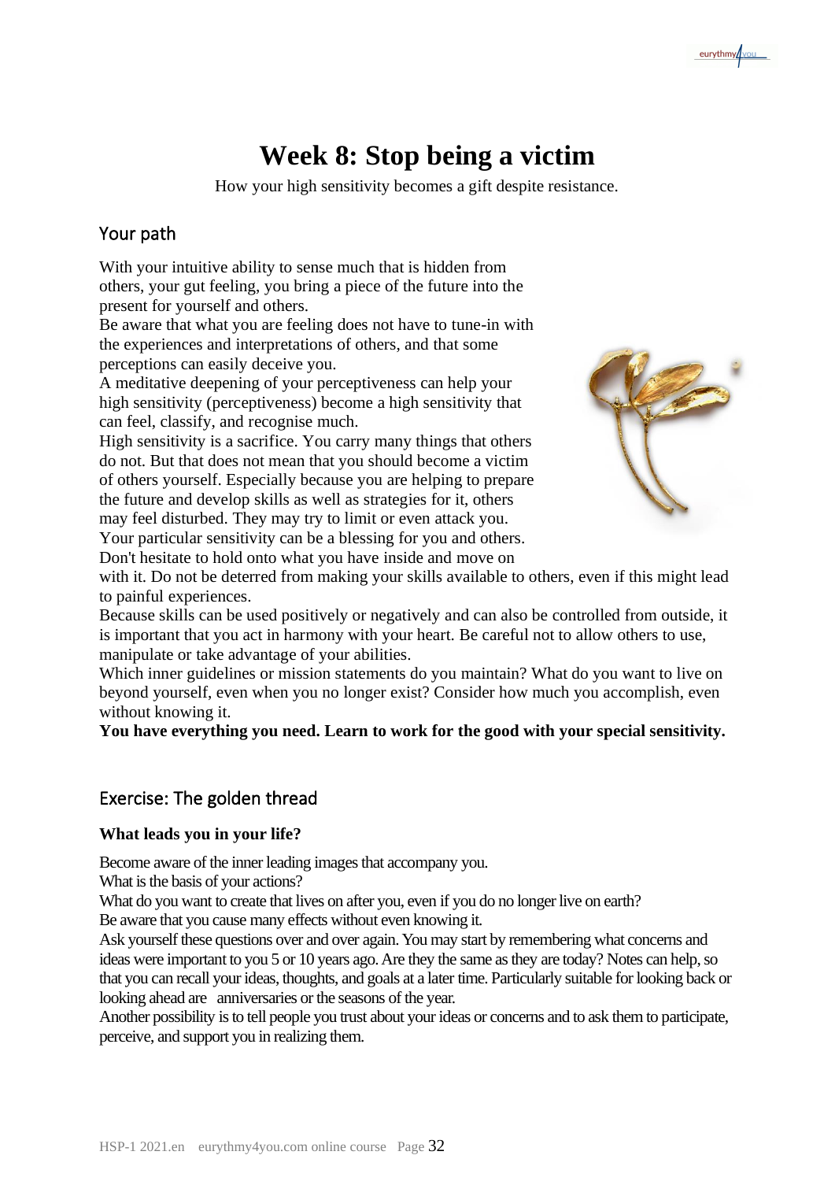# Week 8: Stop being a victim

How your high sensitivity becomes a gift despite resistance.

## Your path

With your intuitive ability to sense much that is hidden from others, your gut feeling, you bring a piece of the future into the present for yourself and others.
Be aware that what you are feeling does not have to tune-in with the experiences and interpretations of others, and that some perceptions can easily deceive you.
A meditative deepening of your perceptiveness can help your high sensitivity (perceptiveness) become a high sensitivity that can feel, classify, and recognise much.
High sensitivity is a sacrifice. You carry many things that others do not. But that does not mean that you should become a victim of others yourself. Especially because you are helping to prepare the future and develop skills as well as strategies for it, others may feel disturbed. They may try to limit or even attack you.
Your particular sensitivity can be a blessing for you and others.
Don't hesitate to hold onto what you have inside and move on with it. Do not be deterred from making your skills available to others, even if this might lead to painful experiences.
Because skills can be used positively or negatively and can also be controlled from outside, it is important that you act in harmony with your heart. Be careful not to allow others to use, manipulate or take advantage of your abilities.
Which inner guidelines or mission statements do you maintain? What do you want to live on beyond yourself, even when you no longer exist? Consider how much you accomplish, even without knowing it.
**You have everything you need. Learn to work for the good with your special sensitivity.**

## Exercise: The golden thread

**What leads you in your life?**

Become aware of the inner leading images that accompany you.
What is the basis of your actions?
What do you want to create that lives on after you, even if you do no longer live on earth?
Be aware that you cause many effects without even knowing it.
Ask yourself these questions over and over again. You may start by remembering what concerns and ideas were important to you 5 or 10 years ago. Are they the same as they are today? Notes can help, so that you can recall your ideas, thoughts, and goals at a later time. Particularly suitable for looking back or looking ahead are anniversaries or the seasons of the year.
Another possibility is to tell people you trust about your ideas or concerns and to ask them to participate, perceive, and support you in realizing them.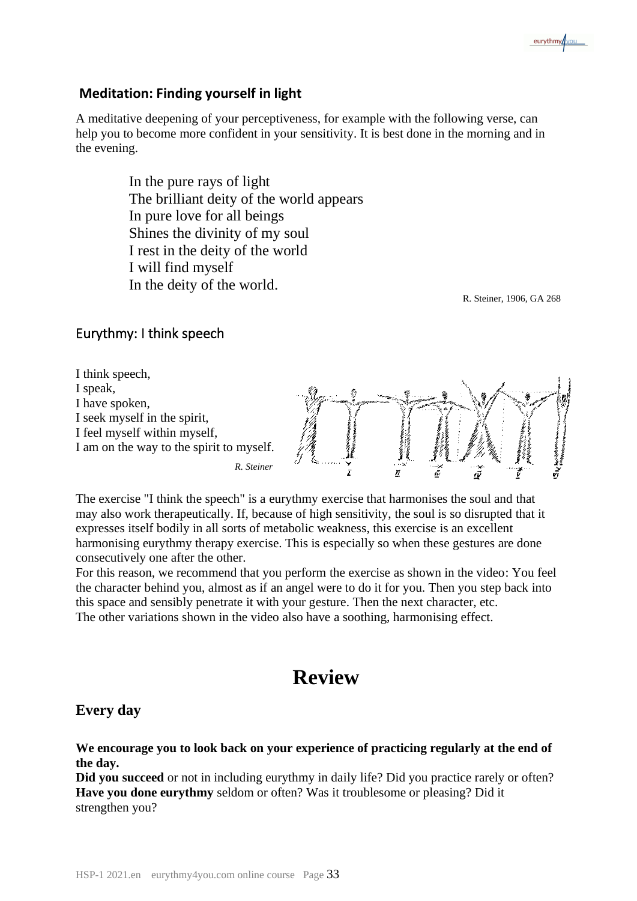### Meditation: Finding yourself in light

A meditative deepening of your perceptiveness, for example with the following verse, can help you to become more confident in your sensitivity. It is best done in the morning and in the evening.

> In the pure rays of light
> The brilliant deity of the world appears
> In pure love for all beings
> Shines the divinity of my soul
> I rest in the deity of the world
> I will find myself
> In the deity of the world.

R. Steiner, 1906, GA 268

### Eurythmy: I think speech

I think speech,
I speak,
I have spoken,
I seek myself in the spirit,
I feel myself within myself,
I am on the way to the spirit to myself.

*R. Steiner*

The exercise "I think the speech" is a eurythmy exercise that harmonises the soul and that may also work therapeutically. If, because of high sensitivity, the soul is so disrupted that it expresses itself bodily in all sorts of metabolic weakness, this exercise is an excellent harmonising eurythmy therapy exercise. This is especially so when these gestures are done consecutively one after the other.
For this reason, we recommend that you perform the exercise as shown in the video: You feel the character behind you, almost as if an angel were to do it for you. Then you step back into this space and sensibly penetrate it with your gesture. Then the next character, etc.
The other variations shown in the video also have a soothing, harmonising effect.

# Review

## Every day

**We encourage you to look back on your experience of practicing regularly at the end of the day.**
**Did you succeed** or not in including eurythmy in daily life? Did you practice rarely or often?
**Have you done eurythmy** seldom or often? Was it troublesome or pleasing? Did it strengthen you?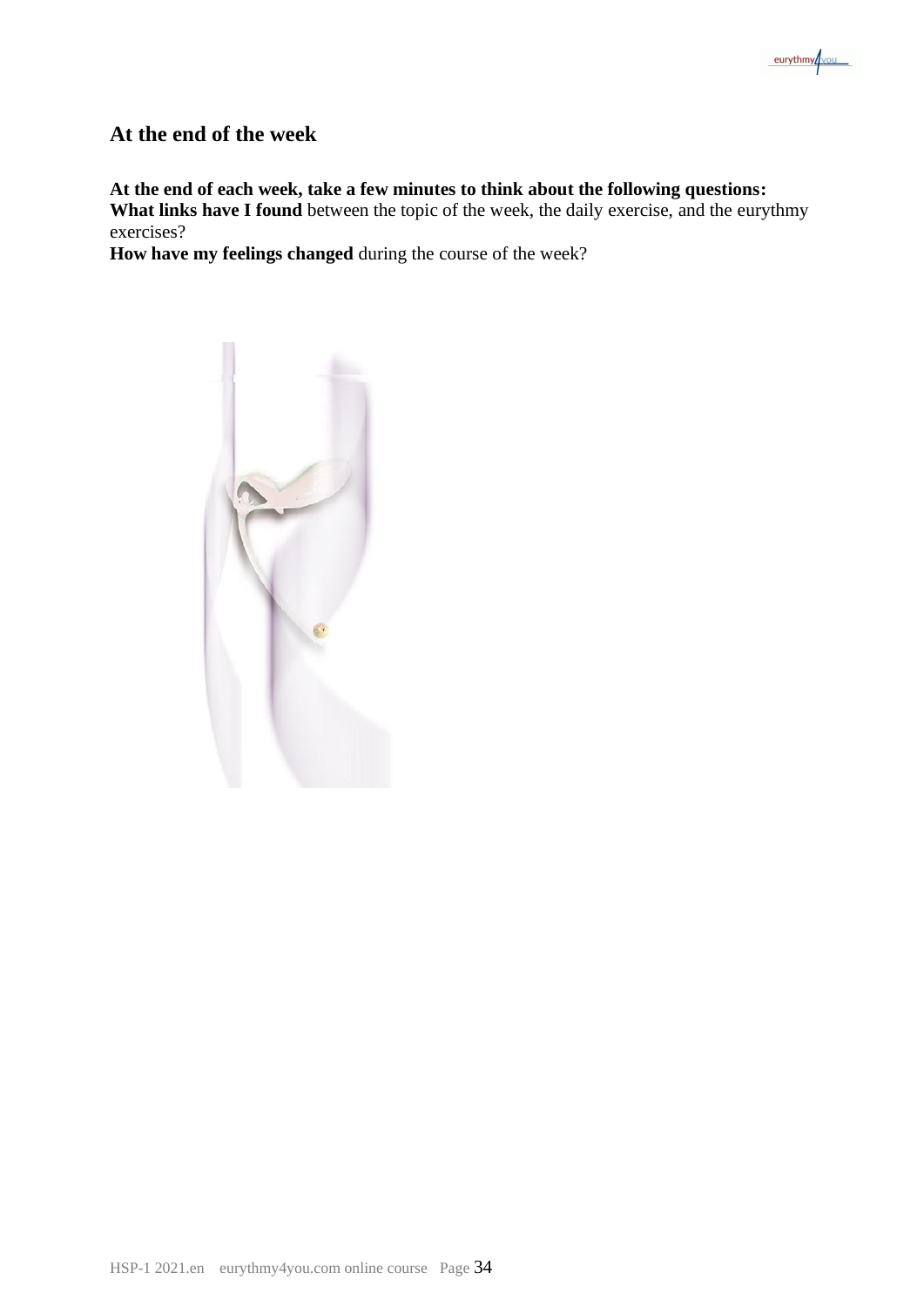## At the end of the week

**At the end of each week, take a few minutes to think about the following questions:**
**What links have I found** between the topic of the week, the daily exercise, and the eurythmy exercises?
**How have my feelings changed** during the course of the week?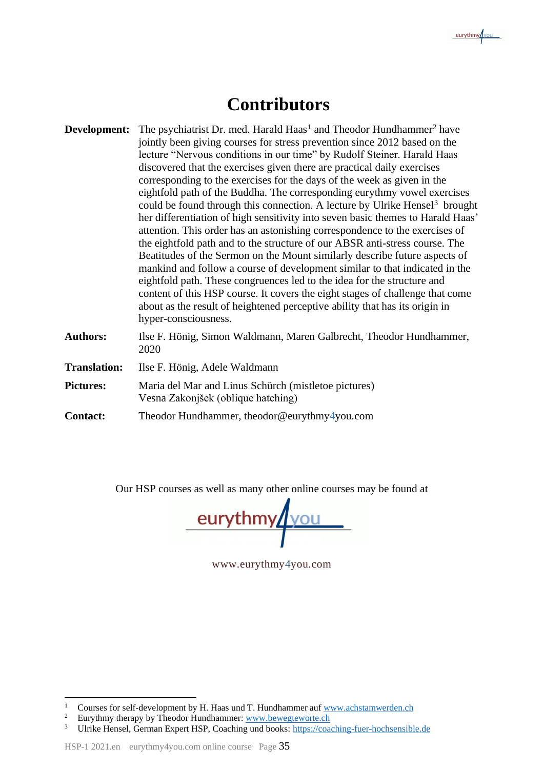# Contributors

**Development:** The psychiatrist Dr. med. Harald Haas[1] and Theodor Hundhammer[2] have jointly been giving courses for stress prevention since 2012 based on the lecture "Nervous conditions in our time" by Rudolf Steiner. Harald Haas discovered that the exercises given there are practical daily exercises corresponding to the exercises for the days of the week as given in the eightfold path of the Buddha. The corresponding eurythmy vowel exercises could be found through this connection. A lecture by Ulrike Hensel[3] brought her differentiation of high sensitivity into seven basic themes to Harald Haas' attention. This order has an astonishing correspondence to the exercises of the eightfold path and to the structure of our ABSR anti-stress course. The Beatitudes of the Sermon on the Mount similarly describe future aspects of mankind and follow a course of development similar to that indicated in the eightfold path. These congruences led to the idea for the structure and content of this HSP course. It covers the eight stages of challenge that come about as the result of heightened perceptive ability that has its origin in hyper-consciousness.

**Authors:** Ilse F. Hönig, Simon Waldmann, Maren Galbrecht, Theodor Hundhammer, 2020

**Translation:** Ilse F. Hönig, Adele Waldmann

**Pictures:** Maria del Mar and Linus Schürch (mistletoe pictures)
Vesna Zakonjšek (oblique hatching)

**Contact:** Theodor Hundhammer, theodor@eurythmy4you.com

Our HSP courses as well as many other online courses may be found at

eurythmy4you

www.eurythmy4you.com

---

[1] Courses for self-development by H. Haas und T. Hundhammer auf www.achstamwerden.ch

[2] Eurythmy therapy by Theodor Hundhammer: www.bewegteworte.ch

[3] Ulrike Hensel, German Expert HSP, Coaching und books: https://coaching-fuer-hochsensible.de